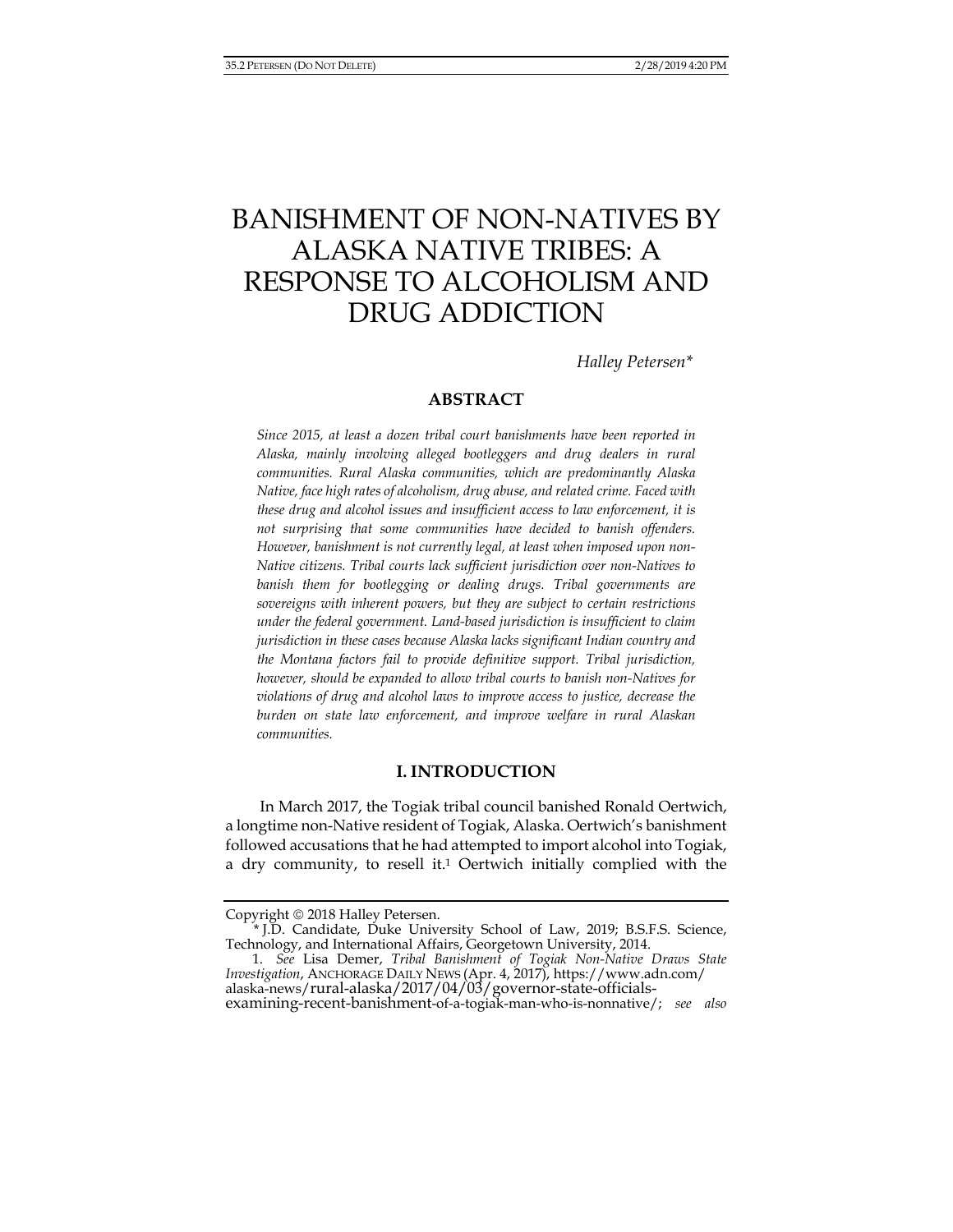# BANISHMENT OF NON-NATIVES BY ALASKA NATIVE TRIBES: A RESPONSE TO ALCOHOLISM AND DRUG ADDICTION

*Halley Petersen\**

## ABSTRACT

*Since 2015, at least a dozen tribal court banishments have been reported in Alaska, mainly involving alleged bootleggers and drug dealers in rural communities. Rural Alaska communities, which are predominantly Alaska Native, face high rates of alcoholism, drug abuse, and related crime. Faced with these drug and alcohol issues and insufficient access to law enforcement, it is not surprising that some communities have decided to banish offenders. However, banishment is not currently legal, at least when imposed upon non-Native citizens. Tribal courts lack sufficient jurisdiction over non-Natives to banish them for bootlegging or dealing drugs. Tribal governments are sovereigns with inherent powers, but they are subject to certain restrictions under the federal government. Land-based jurisdiction is insufficient to claim jurisdiction in these cases because Alaska lacks significant Indian country and the Montana factors fail to provide definitive support. Tribal jurisdiction, however, should be expanded to allow tribal courts to banish non-Natives for violations of drug and alcohol laws to improve access to justice, decrease the burden on state law enforcement, and improve welfare in rural Alaskan communities.*

## I. INTRODUCTION

In March 2017, the Togiak tribal council banished Ronald Oertwich, a longtime non-Native resident of Togiak, Alaska. Oertwich's banishment followed accusations that he had attempted to import alcohol into Togiak, a dry community, to resell it.[1] Oertwich initially complied with the

---

Copyright © 2018 Halley Petersen.

\* J.D. Candidate, Duke University School of Law, 2019; B.S.F.S. Science, Technology, and International Affairs, Georgetown University, 2014.

1. *See* Lisa Demer, *Tribal Banishment of Togiak Non-Native Draws State Investigation*, ANCHORAGE DAILY NEWS (Apr. 4, 2017), https://www.adn.com/alaska-news/rural-alaska/2017/04/03/governor-state-officials-examining-recent-banishment-of-a-togiak-man-who-is-nonnative/; *see also*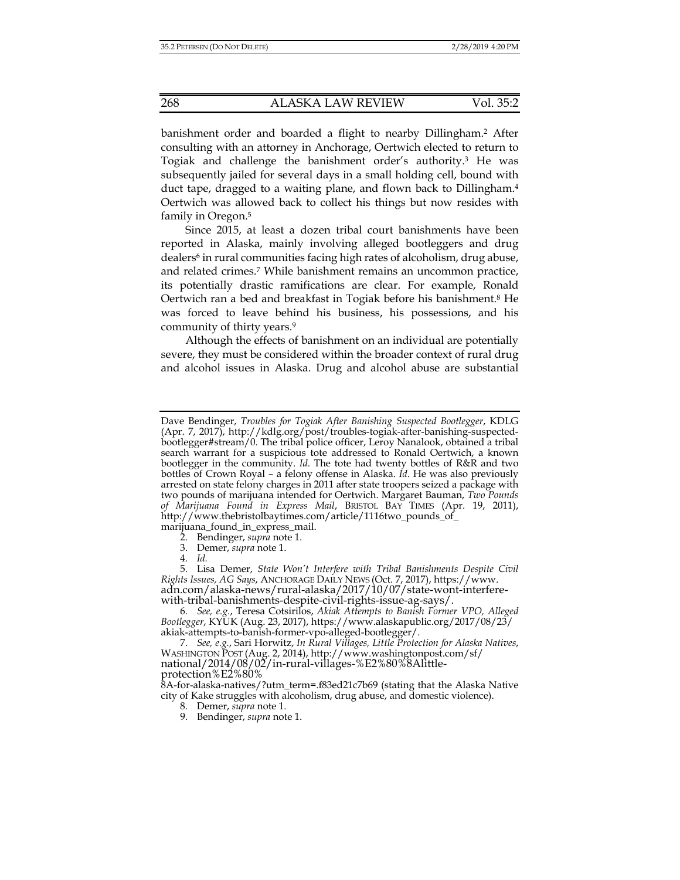banishment order and boarded a flight to nearby Dillingham.[2] After consulting with an attorney in Anchorage, Oertwich elected to return to Togiak and challenge the banishment order's authority.[3] He was subsequently jailed for several days in a small holding cell, bound with duct tape, dragged to a waiting plane, and flown back to Dillingham.[4] Oertwich was allowed back to collect his things but now resides with family in Oregon.[5]

Since 2015, at least a dozen tribal court banishments have been reported in Alaska, mainly involving alleged bootleggers and drug dealers[6] in rural communities facing high rates of alcoholism, drug abuse, and related crimes.[7] While banishment remains an uncommon practice, its potentially drastic ramifications are clear. For example, Ronald Oertwich ran a bed and breakfast in Togiak before his banishment.[8] He was forced to leave behind his business, his possessions, and his community of thirty years.[9]

Although the effects of banishment on an individual are potentially severe, they must be considered within the broader context of rural drug and alcohol issues in Alaska. Drug and alcohol abuse are substantial

---

Dave Bendinger, *Troubles for Togiak After Banishing Suspected Bootlegger*, KDLG (Apr. 7, 2017), http://kdlg.org/post/troubles-togiak-after-banishing-suspected-bootlegger#stream/0. The tribal police officer, Leroy Nanalook, obtained a tribal search warrant for a suspicious tote addressed to Ronald Oertwich, a known bootlegger in the community. *Id.* The tote had twenty bottles of R&R and two bottles of Crown Royal – a felony offense in Alaska. *Id.* He was also previously arrested on state felony charges in 2011 after state troopers seized a package with two pounds of marijuana intended for Oertwich. Margaret Bauman, *Two Pounds of Marijuana Found in Express Mail*, BRISTOL BAY TIMES (Apr. 19, 2011), http://www.thebristolbaytimes.com/article/1116two_pounds_of_marijuana_found_in_express_mail.

2. Bendinger, *supra* note 1.

3. Demer, *supra* note 1.

4. *Id.*

5. Lisa Demer, *State Won't Interfere with Tribal Banishments Despite Civil Rights Issues, AG Says*, ANCHORAGE DAILY NEWS (Oct. 7, 2017), https://www.adn.com/alaska-news/rural-alaska/2017/10/07/state-wont-interfere-with-tribal-banishments-despite-civil-rights-issue-ag-says/.

6. *See, e.g.*, Teresa Cotsirilos, *Akiak Attempts to Banish Former VPO, Alleged Bootlegger*, KYUK (Aug. 23, 2017), https://www.alaskapublic.org/2017/08/23/akiak-attempts-to-banish-former-vpo-alleged-bootlegger/.

7. *See, e.g.*, Sari Horwitz, *In Rural Villages, Little Protection for Alaska Natives*, WASHINGTON POST (Aug. 2, 2014), http://www.washingtonpost.com/sf/national/2014/08/02/in-rural-villages-%E2%80%8Alittle-protection%E2%80%8A-for-alaska-natives/?utm_term=.f83ed21c7b69 (stating that the Alaska Native city of Kake struggles with alcoholism, drug abuse, and domestic violence).

8. Demer, *supra* note 1.

9. Bendinger, *supra* note 1.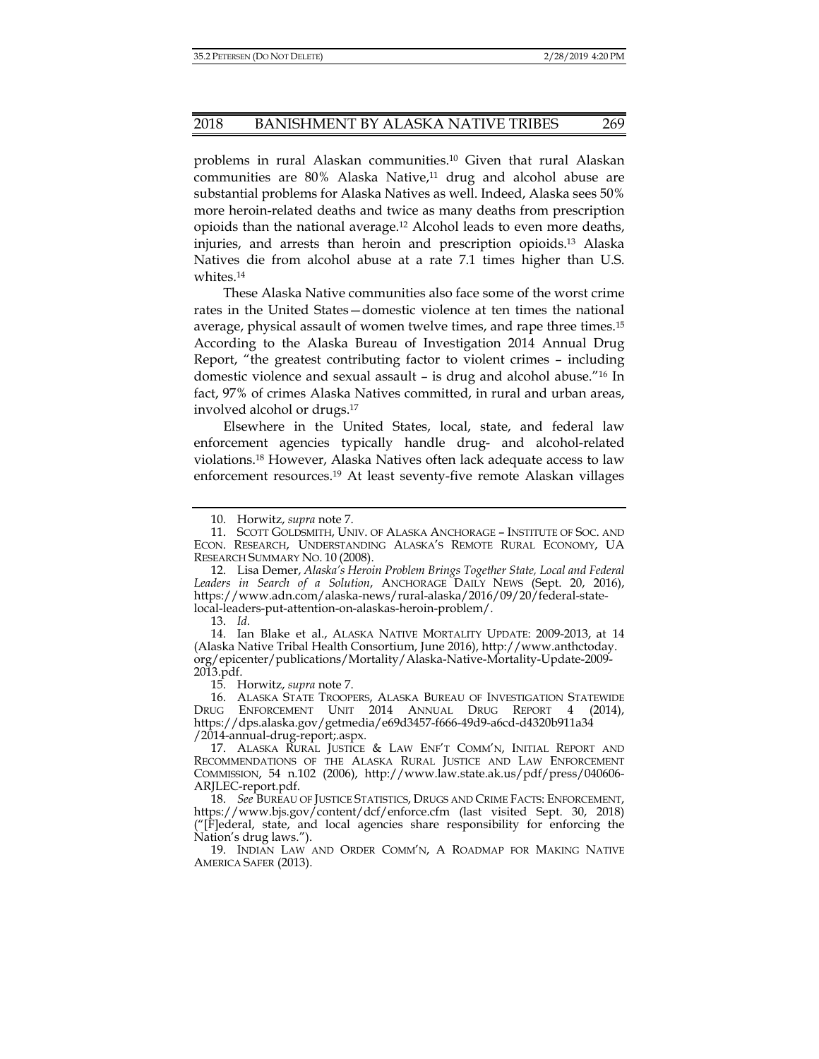problems in rural Alaskan communities.[10] Given that rural Alaskan communities are 80% Alaska Native,[11] drug and alcohol abuse are substantial problems for Alaska Natives as well. Indeed, Alaska sees 50% more heroin-related deaths and twice as many deaths from prescription opioids than the national average.[12] Alcohol leads to even more deaths, injuries, and arrests than heroin and prescription opioids.[13] Alaska Natives die from alcohol abuse at a rate 7.1 times higher than U.S. whites.[14]

These Alaska Native communities also face some of the worst crime rates in the United States—domestic violence at ten times the national average, physical assault of women twelve times, and rape three times.[15] According to the Alaska Bureau of Investigation 2014 Annual Drug Report, "the greatest contributing factor to violent crimes – including domestic violence and sexual assault – is drug and alcohol abuse."[16] In fact, 97% of crimes Alaska Natives committed, in rural and urban areas, involved alcohol or drugs.[17]

Elsewhere in the United States, local, state, and federal law enforcement agencies typically handle drug- and alcohol-related violations.[18] However, Alaska Natives often lack adequate access to law enforcement resources.[19] At least seventy-five remote Alaskan villages

---

10. Horwitz, *supra* note 7.

11. SCOTT GOLDSMITH, UNIV. OF ALASKA ANCHORAGE – INSTITUTE OF SOC. AND ECON. RESEARCH, UNDERSTANDING ALASKA'S REMOTE RURAL ECONOMY, UA RESEARCH SUMMARY NO. 10 (2008).

12. Lisa Demer, *Alaska's Heroin Problem Brings Together State, Local and Federal Leaders in Search of a Solution*, ANCHORAGE DAILY NEWS (Sept. 20, 2016), https://www.adn.com/alaska-news/rural-alaska/2016/09/20/federal-state-local-leaders-put-attention-on-alaskas-heroin-problem/.

13. *Id.*

14. Ian Blake et al., ALASKA NATIVE MORTALITY UPDATE: 2009-2013, at 14 (Alaska Native Tribal Health Consortium, June 2016), http://www.anthctoday.org/epicenter/publications/Mortality/Alaska-Native-Mortality-Update-2009-2013.pdf.

15. Horwitz, *supra* note 7.

16. ALASKA STATE TROOPERS, ALASKA BUREAU OF INVESTIGATION STATEWIDE DRUG ENFORCEMENT UNIT 2014 ANNUAL DRUG REPORT 4 (2014), https://dps.alaska.gov/getmedia/e69d3457-f666-49d9-a6cd-d4320b911a34/2014-annual-drug-report;.aspx.

17. ALASKA RURAL JUSTICE & LAW ENF'T COMM'N, INITIAL REPORT AND RECOMMENDATIONS OF THE ALASKA RURAL JUSTICE AND LAW ENFORCEMENT COMMISSION, 54 n.102 (2006), http://www.law.state.ak.us/pdf/press/040606-ARJLEC-report.pdf.

18. *See* BUREAU OF JUSTICE STATISTICS, DRUGS AND CRIME FACTS: ENFORCEMENT, https://www.bjs.gov/content/dcf/enforce.cfm (last visited Sept. 30, 2018) ("[F]ederal, state, and local agencies share responsibility for enforcing the Nation's drug laws.").

19. INDIAN LAW AND ORDER COMM'N, A ROADMAP FOR MAKING NATIVE AMERICA SAFER (2013).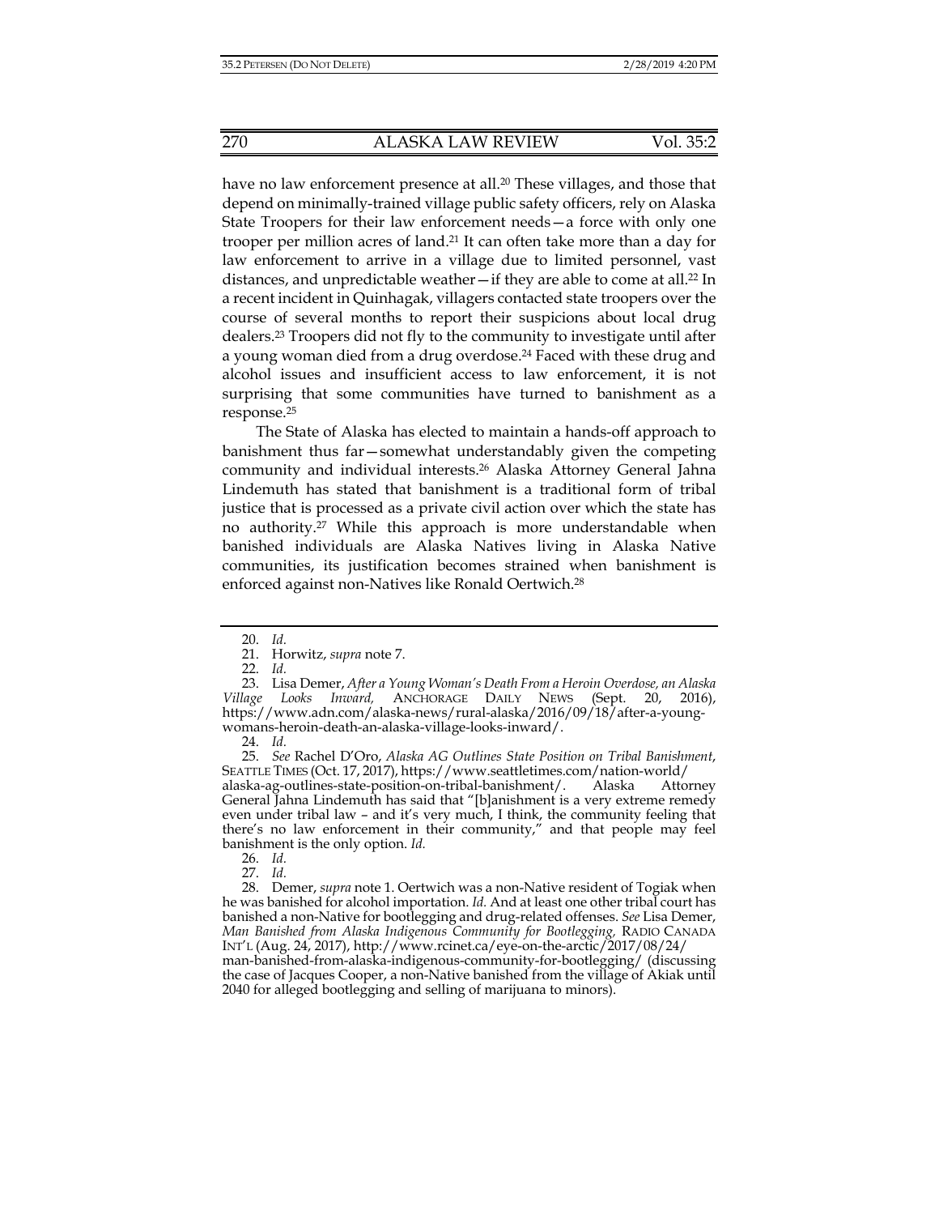have no law enforcement presence at all.[20] These villages, and those that depend on minimally-trained village public safety officers, rely on Alaska State Troopers for their law enforcement needs—a force with only one trooper per million acres of land.[21] It can often take more than a day for law enforcement to arrive in a village due to limited personnel, vast distances, and unpredictable weather—if they are able to come at all.[22] In a recent incident in Quinhagak, villagers contacted state troopers over the course of several months to report their suspicions about local drug dealers.[23] Troopers did not fly to the community to investigate until after a young woman died from a drug overdose.[24] Faced with these drug and alcohol issues and insufficient access to law enforcement, it is not surprising that some communities have turned to banishment as a response.[25]

The State of Alaska has elected to maintain a hands-off approach to banishment thus far—somewhat understandably given the competing community and individual interests.[26] Alaska Attorney General Jahna Lindemuth has stated that banishment is a traditional form of tribal justice that is processed as a private civil action over which the state has no authority.[27] While this approach is more understandable when banished individuals are Alaska Natives living in Alaska Native communities, its justification becomes strained when banishment is enforced against non-Natives like Ronald Oertwich.[28]

---

20. *Id.*

21. Horwitz, *supra* note 7.

22. *Id.*

23. Lisa Demer, *After a Young Woman's Death From a Heroin Overdose, an Alaska Village Looks Inward,* ANCHORAGE DAILY NEWS (Sept. 20, 2016), https://www.adn.com/alaska-news/rural-alaska/2016/09/18/after-a-young-womans-heroin-death-an-alaska-village-looks-inward/.

24. *Id.*

25. *See* Rachel D'Oro, *Alaska AG Outlines State Position on Tribal Banishment*, SEATTLE TIMES (Oct. 17, 2017), https://www.seattletimes.com/nation-world/alaska-ag-outlines-state-position-on-tribal-banishment/. Alaska Attorney General Jahna Lindemuth has said that "[b]anishment is a very extreme remedy even under tribal law – and it's very much, I think, the community feeling that there's no law enforcement in their community," and that people may feel banishment is the only option. *Id.*

26. *Id.*

27. *Id.*

28. Demer, *supra* note 1. Oertwich was a non-Native resident of Togiak when he was banished for alcohol importation. *Id.* And at least one other tribal court has banished a non-Native for bootlegging and drug-related offenses. *See* Lisa Demer, *Man Banished from Alaska Indigenous Community for Bootlegging,* RADIO CANADA INT'L (Aug. 24, 2017), http://www.rcinet.ca/eye-on-the-arctic/2017/08/24/man-banished-from-alaska-indigenous-community-for-bootlegging/ (discussing the case of Jacques Cooper, a non-Native banished from the village of Akiak until 2040 for alleged bootlegging and selling of marijuana to minors).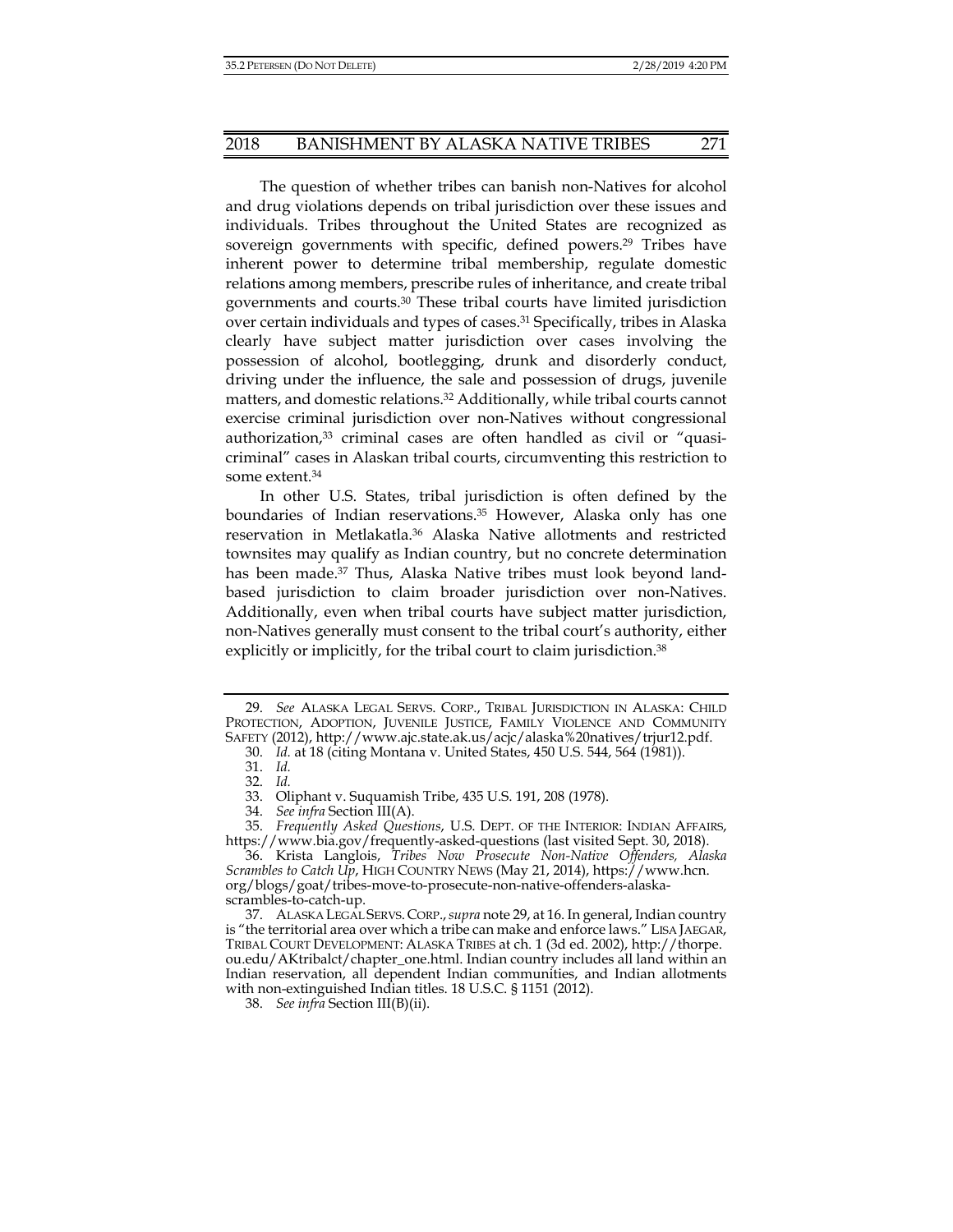The question of whether tribes can banish non-Natives for alcohol and drug violations depends on tribal jurisdiction over these issues and individuals. Tribes throughout the United States are recognized as sovereign governments with specific, defined powers.[29] Tribes have inherent power to determine tribal membership, regulate domestic relations among members, prescribe rules of inheritance, and create tribal governments and courts.[30] These tribal courts have limited jurisdiction over certain individuals and types of cases.[31] Specifically, tribes in Alaska clearly have subject matter jurisdiction over cases involving the possession of alcohol, bootlegging, drunk and disorderly conduct, driving under the influence, the sale and possession of drugs, juvenile matters, and domestic relations.[32] Additionally, while tribal courts cannot exercise criminal jurisdiction over non-Natives without congressional authorization,[33] criminal cases are often handled as civil or "quasi-criminal" cases in Alaskan tribal courts, circumventing this restriction to some extent.[34]

In other U.S. States, tribal jurisdiction is often defined by the boundaries of Indian reservations.[35] However, Alaska only has one reservation in Metlakatla.[36] Alaska Native allotments and restricted townsites may qualify as Indian country, but no concrete determination has been made.[37] Thus, Alaska Native tribes must look beyond land-based jurisdiction to claim broader jurisdiction over non-Natives. Additionally, even when tribal courts have subject matter jurisdiction, non-Natives generally must consent to the tribal court's authority, either explicitly or implicitly, for the tribal court to claim jurisdiction.[38]

---

29. *See* ALASKA LEGAL SERVS. CORP., TRIBAL JURISDICTION IN ALASKA: CHILD PROTECTION, ADOPTION, JUVENILE JUSTICE, FAMILY VIOLENCE AND COMMUNITY SAFETY (2012), http://www.ajc.state.ak.us/acjc/alaska%20natives/trjur12.pdf.

30. *Id.* at 18 (citing Montana v. United States, 450 U.S. 544, 564 (1981)).

31. *Id.*

32. *Id.*

33. Oliphant v. Suquamish Tribe, 435 U.S. 191, 208 (1978).

34. *See infra* Section III(A).

35. *Frequently Asked Questions*, U.S. DEPT. OF THE INTERIOR: INDIAN AFFAIRS, https://www.bia.gov/frequently-asked-questions (last visited Sept. 30, 2018).

36. Krista Langlois, *Tribes Now Prosecute Non-Native Offenders, Alaska Scrambles to Catch Up*, HIGH COUNTRY NEWS (May 21, 2014), https://www.hcn.org/blogs/goat/tribes-move-to-prosecute-non-native-offenders-alaska-scrambles-to-catch-up.

37. ALASKA LEGAL SERVS. CORP., *supra* note 29, at 16. In general, Indian country is "the territorial area over which a tribe can make and enforce laws." LISA JAEGAR, TRIBAL COURT DEVELOPMENT: ALASKA TRIBES at ch. 1 (3d ed. 2002), http://thorpe.ou.edu/AKtribalct/chapter_one.html. Indian country includes all land within an Indian reservation, all dependent Indian communities, and Indian allotments with non-extinguished Indian titles. 18 U.S.C. § 1151 (2012).

38. *See infra* Section III(B)(ii).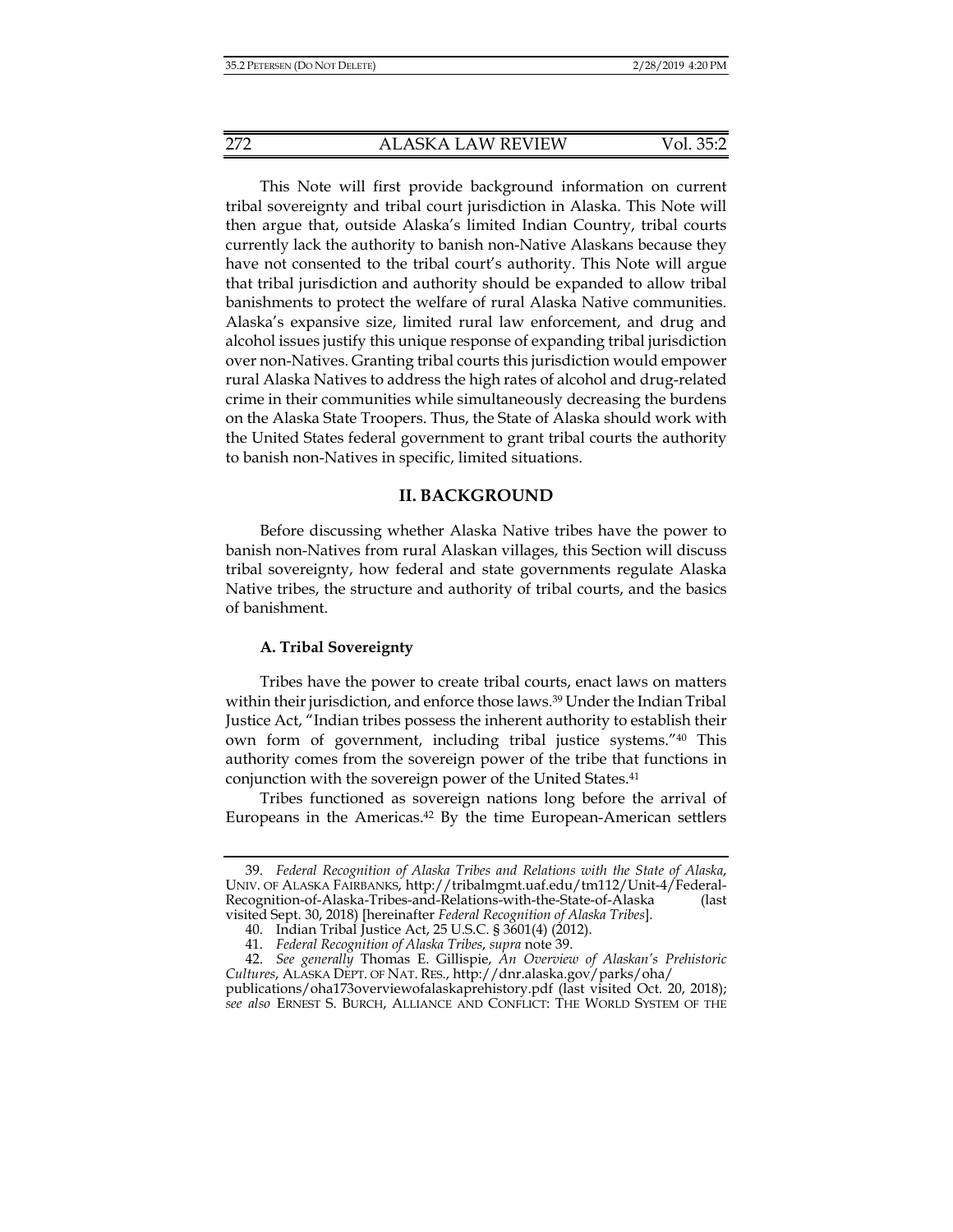This Note will first provide background information on current tribal sovereignty and tribal court jurisdiction in Alaska. This Note will then argue that, outside Alaska's limited Indian Country, tribal courts currently lack the authority to banish non-Native Alaskans because they have not consented to the tribal court's authority. This Note will argue that tribal jurisdiction and authority should be expanded to allow tribal banishments to protect the welfare of rural Alaska Native communities. Alaska's expansive size, limited rural law enforcement, and drug and alcohol issues justify this unique response of expanding tribal jurisdiction over non-Natives. Granting tribal courts this jurisdiction would empower rural Alaska Natives to address the high rates of alcohol and drug-related crime in their communities while simultaneously decreasing the burdens on the Alaska State Troopers. Thus, the State of Alaska should work with the United States federal government to grant tribal courts the authority to banish non-Natives in specific, limited situations.

## II. BACKGROUND

Before discussing whether Alaska Native tribes have the power to banish non-Natives from rural Alaskan villages, this Section will discuss tribal sovereignty, how federal and state governments regulate Alaska Native tribes, the structure and authority of tribal courts, and the basics of banishment.

### A. Tribal Sovereignty

Tribes have the power to create tribal courts, enact laws on matters within their jurisdiction, and enforce those laws.[39] Under the Indian Tribal Justice Act, "Indian tribes possess the inherent authority to establish their own form of government, including tribal justice systems."[40] This authority comes from the sovereign power of the tribe that functions in conjunction with the sovereign power of the United States.[41]

Tribes functioned as sovereign nations long before the arrival of Europeans in the Americas.[42] By the time European-American settlers

---

39. *Federal Recognition of Alaska Tribes and Relations with the State of Alaska*, UNIV. OF ALASKA FAIRBANKS, http://tribalmgmt.uaf.edu/tm112/Unit-4/Federal-Recognition-of-Alaska-Tribes-and-Relations-with-the-State-of-Alaska (last visited Sept. 30, 2018) [hereinafter *Federal Recognition of Alaska Tribes*].

40. Indian Tribal Justice Act, 25 U.S.C. § 3601(4) (2012).

41. *Federal Recognition of Alaska Tribes*, *supra* note 39.

42. *See generally* Thomas E. Gillispie, *An Overview of Alaskan's Prehistoric Cultures*, ALASKA DEPT. OF NAT. RES., http://dnr.alaska.gov/parks/oha/publications/oha173overviewofalaskaprehistory.pdf (last visited Oct. 20, 2018); *see also* ERNEST S. BURCH, ALLIANCE AND CONFLICT: THE WORLD SYSTEM OF THE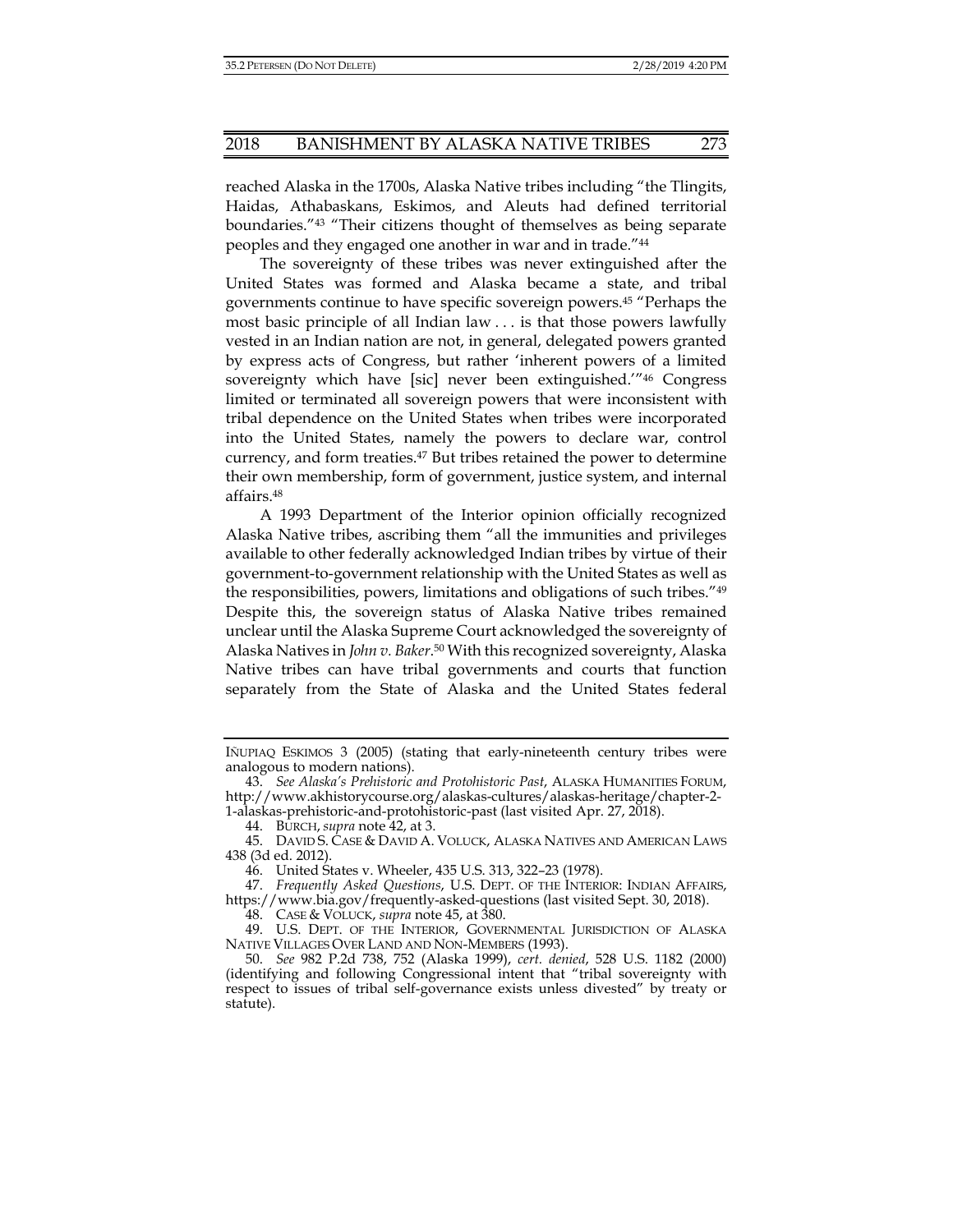reached Alaska in the 1700s, Alaska Native tribes including "the Tlingits, Haidas, Athabaskans, Eskimos, and Aleuts had defined territorial boundaries."[43] "Their citizens thought of themselves as being separate peoples and they engaged one another in war and in trade."[44]

The sovereignty of these tribes was never extinguished after the United States was formed and Alaska became a state, and tribal governments continue to have specific sovereign powers.[45] "Perhaps the most basic principle of all Indian law . . . is that those powers lawfully vested in an Indian nation are not, in general, delegated powers granted by express acts of Congress, but rather 'inherent powers of a limited sovereignty which have [sic] never been extinguished.'"[46] Congress limited or terminated all sovereign powers that were inconsistent with tribal dependence on the United States when tribes were incorporated into the United States, namely the powers to declare war, control currency, and form treaties.[47] But tribes retained the power to determine their own membership, form of government, justice system, and internal affairs.[48]

A 1993 Department of the Interior opinion officially recognized Alaska Native tribes, ascribing them "all the immunities and privileges available to other federally acknowledged Indian tribes by virtue of their government-to-government relationship with the United States as well as the responsibilities, powers, limitations and obligations of such tribes."[49] Despite this, the sovereign status of Alaska Native tribes remained unclear until the Alaska Supreme Court acknowledged the sovereignty of Alaska Natives in *John v. Baker*.[50] With this recognized sovereignty, Alaska Native tribes can have tribal governments and courts that function separately from the State of Alaska and the United States federal

---

IÑUPIAQ ESKIMOS 3 (2005) (stating that early-nineteenth century tribes were analogous to modern nations).

43. *See Alaska's Prehistoric and Protohistoric Past*, ALASKA HUMANITIES FORUM, http://www.akhistorycourse.org/alaskas-cultures/alaskas-heritage/chapter-2-1-alaskas-prehistoric-and-protohistoric-past (last visited Apr. 27, 2018).

44. BURCH, *supra* note 42, at 3.

45. DAVID S. CASE & DAVID A. VOLUCK, ALASKA NATIVES AND AMERICAN LAWS 438 (3d ed. 2012).

46. United States v. Wheeler, 435 U.S. 313, 322–23 (1978).

47. *Frequently Asked Questions*, U.S. DEPT. OF THE INTERIOR: INDIAN AFFAIRS, https://www.bia.gov/frequently-asked-questions (last visited Sept. 30, 2018).

48. CASE & VOLUCK, *supra* note 45, at 380.

49. U.S. DEPT. OF THE INTERIOR, GOVERNMENTAL JURISDICTION OF ALASKA NATIVE VILLAGES OVER LAND AND NON-MEMBERS (1993).

50. *See* 982 P.2d 738, 752 (Alaska 1999), *cert. denied*, 528 U.S. 1182 (2000) (identifying and following Congressional intent that "tribal sovereignty with respect to issues of tribal self-governance exists unless divested" by treaty or statute).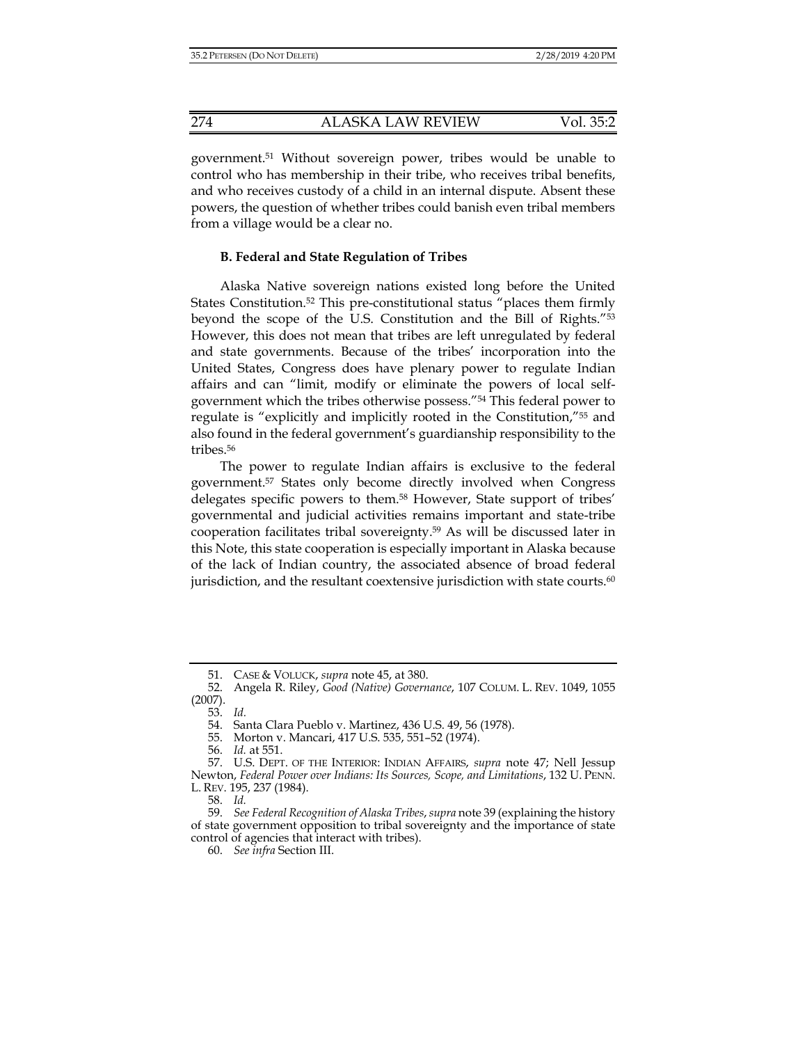government.[51] Without sovereign power, tribes would be unable to control who has membership in their tribe, who receives tribal benefits, and who receives custody of a child in an internal dispute. Absent these powers, the question of whether tribes could banish even tribal members from a village would be a clear no.

### B. Federal and State Regulation of Tribes

Alaska Native sovereign nations existed long before the United States Constitution.[52] This pre-constitutional status "places them firmly beyond the scope of the U.S. Constitution and the Bill of Rights."[53] However, this does not mean that tribes are left unregulated by federal and state governments. Because of the tribes' incorporation into the United States, Congress does have plenary power to regulate Indian affairs and can "limit, modify or eliminate the powers of local self-government which the tribes otherwise possess."[54] This federal power to regulate is "explicitly and implicitly rooted in the Constitution,"[55] and also found in the federal government's guardianship responsibility to the tribes.[56]

The power to regulate Indian affairs is exclusive to the federal government.[57] States only become directly involved when Congress delegates specific powers to them.[58] However, State support of tribes' governmental and judicial activities remains important and state-tribe cooperation facilitates tribal sovereignty.[59] As will be discussed later in this Note, this state cooperation is especially important in Alaska because of the lack of Indian country, the associated absence of broad federal jurisdiction, and the resultant coextensive jurisdiction with state courts.[60]

---

51. CASE & VOLUCK, *supra* note 45, at 380.

52. Angela R. Riley, *Good (Native) Governance*, 107 COLUM. L. REV. 1049, 1055 (2007).

53. *Id.*

54. Santa Clara Pueblo v. Martinez, 436 U.S. 49, 56 (1978).

55. Morton v. Mancari, 417 U.S. 535, 551–52 (1974).

56. *Id.* at 551.

57. U.S. DEPT. OF THE INTERIOR: INDIAN AFFAIRS, *supra* note 47; Nell Jessup Newton, *Federal Power over Indians: Its Sources, Scope, and Limitations*, 132 U. PENN. L. REV. 195, 237 (1984).

58. *Id.*

59. *See Federal Recognition of Alaska Tribes*, *supra* note 39 (explaining the history of state government opposition to tribal sovereignty and the importance of state control of agencies that interact with tribes).

60. *See infra* Section III.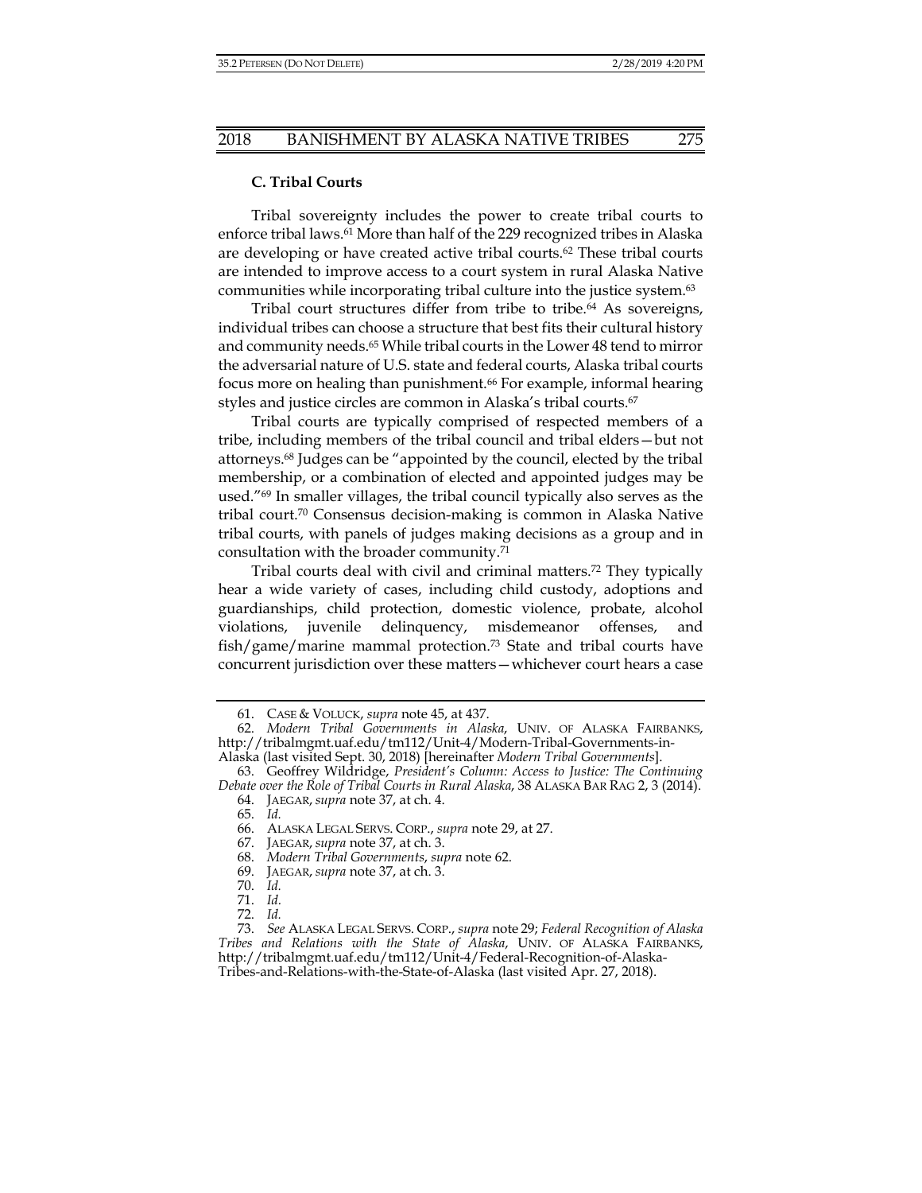### C. Tribal Courts

Tribal sovereignty includes the power to create tribal courts to enforce tribal laws.[61] More than half of the 229 recognized tribes in Alaska are developing or have created active tribal courts.[62] These tribal courts are intended to improve access to a court system in rural Alaska Native communities while incorporating tribal culture into the justice system.[63]

Tribal court structures differ from tribe to tribe.[64] As sovereigns, individual tribes can choose a structure that best fits their cultural history and community needs.[65] While tribal courts in the Lower 48 tend to mirror the adversarial nature of U.S. state and federal courts, Alaska tribal courts focus more on healing than punishment.[66] For example, informal hearing styles and justice circles are common in Alaska's tribal courts.[67]

Tribal courts are typically comprised of respected members of a tribe, including members of the tribal council and tribal elders—but not attorneys.[68] Judges can be "appointed by the council, elected by the tribal membership, or a combination of elected and appointed judges may be used."[69] In smaller villages, the tribal council typically also serves as the tribal court.[70] Consensus decision-making is common in Alaska Native tribal courts, with panels of judges making decisions as a group and in consultation with the broader community.[71]

Tribal courts deal with civil and criminal matters.[72] They typically hear a wide variety of cases, including child custody, adoptions and guardianships, child protection, domestic violence, probate, alcohol violations, juvenile delinquency, misdemeanor offenses, and fish/game/marine mammal protection.[73] State and tribal courts have concurrent jurisdiction over these matters—whichever court hears a case

---

61. CASE & VOLUCK, *supra* note 45, at 437.

62. *Modern Tribal Governments in Alaska*, UNIV. OF ALASKA FAIRBANKS, http://tribalmgmt.uaf.edu/tm112/Unit-4/Modern-Tribal-Governments-in-Alaska (last visited Sept. 30, 2018) [hereinafter *Modern Tribal Governments*].

63. Geoffrey Wildridge, *President's Column: Access to Justice: The Continuing Debate over the Role of Tribal Courts in Rural Alaska*, 38 ALASKA BAR RAG 2, 3 (2014).

64. JAEGAR, *supra* note 37, at ch. 4.

65. *Id.*

66. ALASKA LEGAL SERVS. CORP., *supra* note 29, at 27.

67. JAEGAR, *supra* note 37, at ch. 3.

68. *Modern Tribal Governments*, *supra* note 62.

69. JAEGAR, *supra* note 37, at ch. 3.

70. *Id.*

71. *Id.*

72. *Id.*

73. *See* ALASKA LEGAL SERVS. CORP., *supra* note 29; *Federal Recognition of Alaska Tribes and Relations with the State of Alaska*, UNIV. OF ALASKA FAIRBANKS, http://tribalmgmt.uaf.edu/tm112/Unit-4/Federal-Recognition-of-Alaska-Tribes-and-Relations-with-the-State-of-Alaska (last visited Apr. 27, 2018).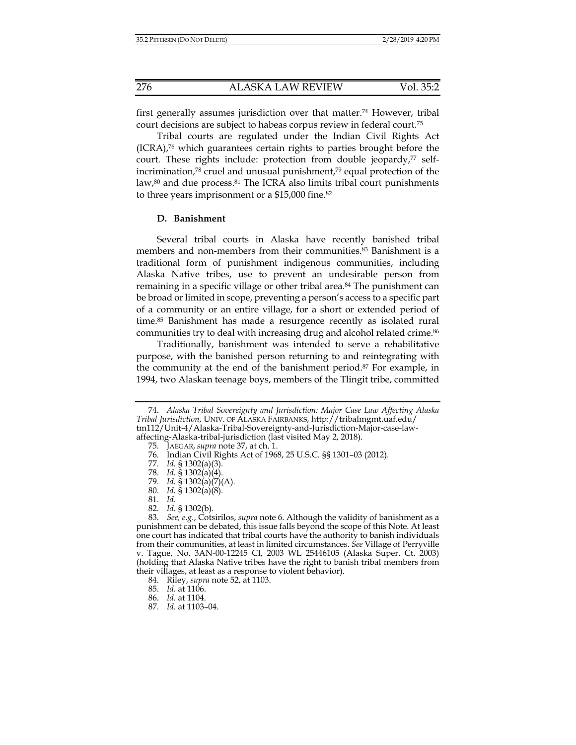first generally assumes jurisdiction over that matter.[74] However, tribal court decisions are subject to habeas corpus review in federal court.[75]

Tribal courts are regulated under the Indian Civil Rights Act (ICRA),[76] which guarantees certain rights to parties brought before the court. These rights include: protection from double jeopardy,[77] self-incrimination,[78] cruel and unusual punishment,[79] equal protection of the law,[80] and due process.[81] The ICRA also limits tribal court punishments to three years imprisonment or a $15,000 fine.[82]

### D. Banishment

Several tribal courts in Alaska have recently banished tribal members and non-members from their communities.[83] Banishment is a traditional form of punishment indigenous communities, including Alaska Native tribes, use to prevent an undesirable person from remaining in a specific village or other tribal area.[84] The punishment can be broad or limited in scope, preventing a person's access to a specific part of a community or an entire village, for a short or extended period of time.[85] Banishment has made a resurgence recently as isolated rural communities try to deal with increasing drug and alcohol related crime.[86]

Traditionally, banishment was intended to serve a rehabilitative purpose, with the banished person returning to and reintegrating with the community at the end of the banishment period.[87] For example, in 1994, two Alaskan teenage boys, members of the Tlingit tribe, committed

---

74. *Alaska Tribal Sovereignty and Jurisdiction: Major Case Law Affecting Alaska Tribal Jurisdiction*, UNIV. OF ALASKA FAIRBANKS, http://tribalmgmt.uaf.edu/tm112/Unit-4/Alaska-Tribal-Sovereignty-and-Jurisdiction-Major-case-law-affecting-Alaska-tribal-jurisdiction (last visited May 2, 2018).

75. JAEGAR, *supra* note 37, at ch. 1.

76. Indian Civil Rights Act of 1968, 25 U.S.C. §§ 1301–03 (2012).

77. *Id.* § 1302(a)(3).

78. *Id.* § 1302(a)(4).

79. *Id.* § 1302(a)(7)(A).

80. *Id.* § 1302(a)(8).

81. *Id.*

82. *Id.* § 1302(b).

83. *See, e.g.*, Cotsirilos, *supra* note 6. Although the validity of banishment as a punishment can be debated, this issue falls beyond the scope of this Note. At least one court has indicated that tribal courts have the authority to banish individuals from their communities, at least in limited circumstances. *See* Village of Perryville v. Tague, No. 3AN-00-12245 CI, 2003 WL 25446105 (Alaska Super. Ct. 2003) (holding that Alaska Native tribes have the right to banish tribal members from their villages, at least as a response to violent behavior).

84. Riley, *supra* note 52, at 1103.

85. *Id.* at 1106.

86. *Id.* at 1104.

87. *Id.* at 1103–04.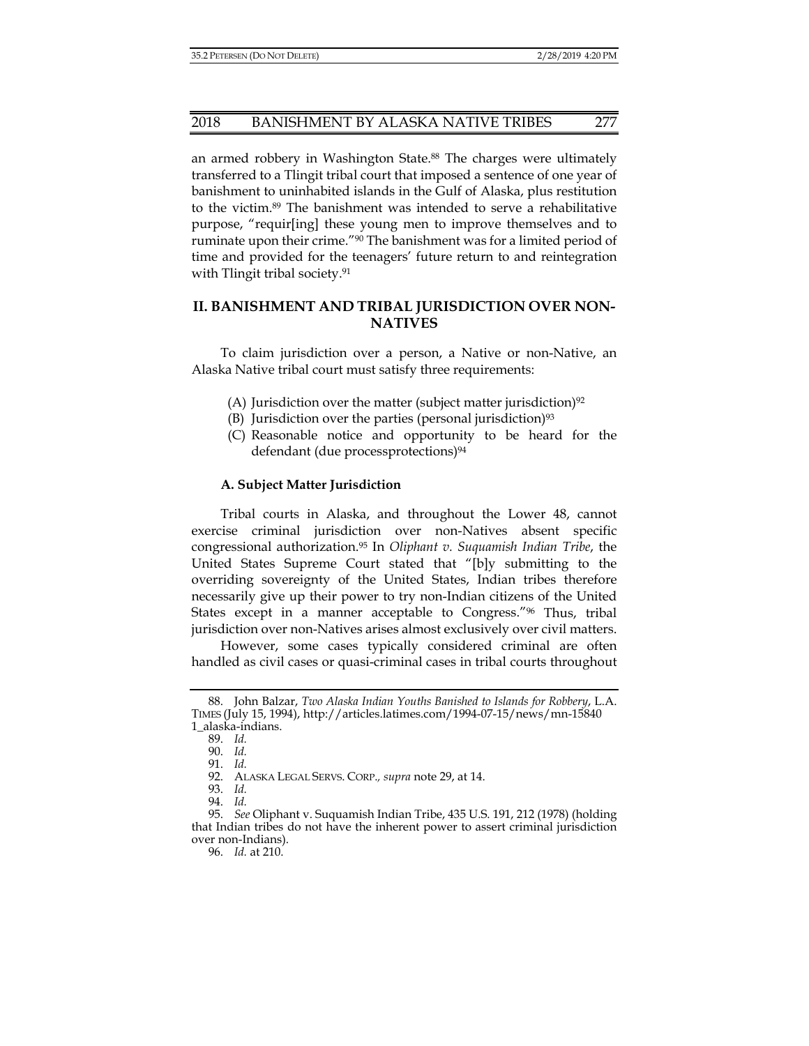an armed robbery in Washington State.[88] The charges were ultimately transferred to a Tlingit tribal court that imposed a sentence of one year of banishment to uninhabited islands in the Gulf of Alaska, plus restitution to the victim.[89] The banishment was intended to serve a rehabilitative purpose, "requir[ing] these young men to improve themselves and to ruminate upon their crime."[90] The banishment was for a limited period of time and provided for the teenagers' future return to and reintegration with Tlingit tribal society.[91]

## II. BANISHMENT AND TRIBAL JURISDICTION OVER NON-NATIVES

To claim jurisdiction over a person, a Native or non-Native, an Alaska Native tribal court must satisfy three requirements:

(A) Jurisdiction over the matter (subject matter jurisdiction)[92]
(B) Jurisdiction over the parties (personal jurisdiction)[93]
(C) Reasonable notice and opportunity to be heard for the defendant (due processprotections)[94]

### A. Subject Matter Jurisdiction

Tribal courts in Alaska, and throughout the Lower 48, cannot exercise criminal jurisdiction over non-Natives absent specific congressional authorization.[95] In *Oliphant v. Suquamish Indian Tribe*, the United States Supreme Court stated that "[b]y submitting to the overriding sovereignty of the United States, Indian tribes therefore necessarily give up their power to try non-Indian citizens of the United States except in a manner acceptable to Congress."[96] Thus, tribal jurisdiction over non-Natives arises almost exclusively over civil matters.

However, some cases typically considered criminal are often handled as civil cases or quasi-criminal cases in tribal courts throughout

---

88. John Balzar, *Two Alaska Indian Youths Banished to Islands for Robbery*, L.A. TIMES (July 15, 1994), http://articles.latimes.com/1994-07-15/news/mn-15840 1_alaska-indians.

89. *Id.*

90. *Id.*

91. *Id.*

92. ALASKA LEGAL SERVS. CORP., *supra* note 29, at 14.

93. *Id.*

94. *Id.*

95. *See* Oliphant v. Suquamish Indian Tribe, 435 U.S. 191, 212 (1978) (holding that Indian tribes do not have the inherent power to assert criminal jurisdiction over non-Indians).

96. *Id.* at 210.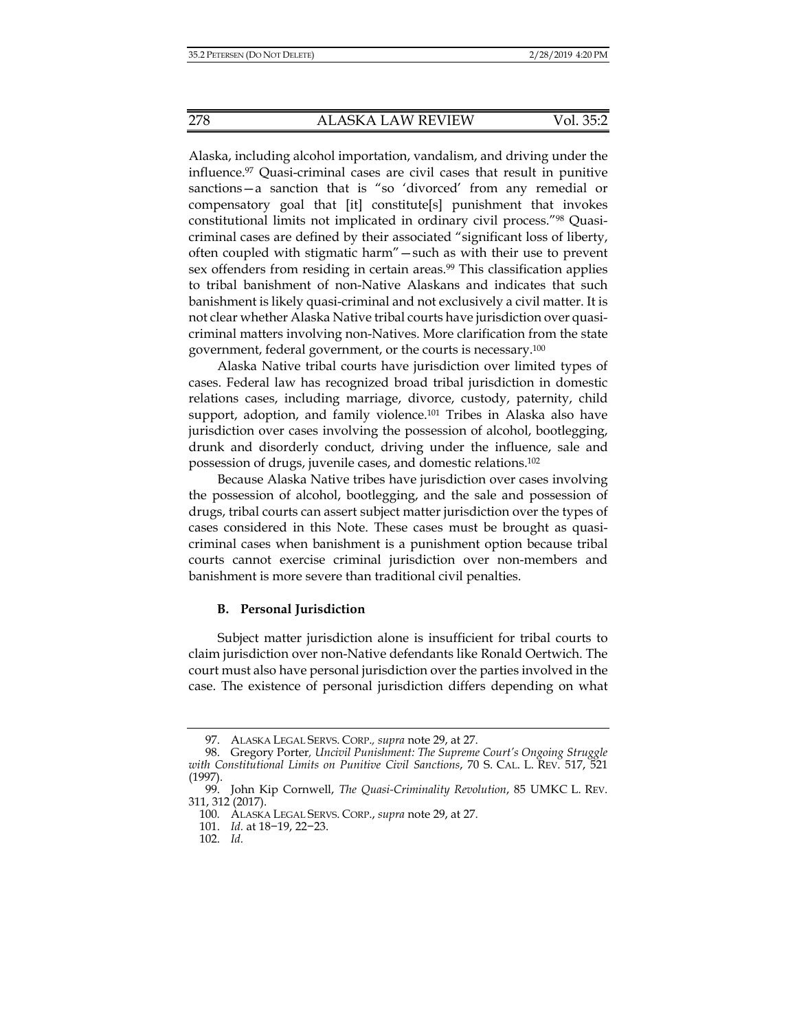Alaska, including alcohol importation, vandalism, and driving under the influence.[97] Quasi-criminal cases are civil cases that result in punitive sanctions—a sanction that is "so 'divorced' from any remedial or compensatory goal that [it] constitute[s] punishment that invokes constitutional limits not implicated in ordinary civil process."[98] Quasi-criminal cases are defined by their associated "significant loss of liberty, often coupled with stigmatic harm"—such as with their use to prevent sex offenders from residing in certain areas.[99] This classification applies to tribal banishment of non-Native Alaskans and indicates that such banishment is likely quasi-criminal and not exclusively a civil matter. It is not clear whether Alaska Native tribal courts have jurisdiction over quasi-criminal matters involving non-Natives. More clarification from the state government, federal government, or the courts is necessary.[100]

Alaska Native tribal courts have jurisdiction over limited types of cases. Federal law has recognized broad tribal jurisdiction in domestic relations cases, including marriage, divorce, custody, paternity, child support, adoption, and family violence.[101] Tribes in Alaska also have jurisdiction over cases involving the possession of alcohol, bootlegging, drunk and disorderly conduct, driving under the influence, sale and possession of drugs, juvenile cases, and domestic relations.[102]

Because Alaska Native tribes have jurisdiction over cases involving the possession of alcohol, bootlegging, and the sale and possession of drugs, tribal courts can assert subject matter jurisdiction over the types of cases considered in this Note. These cases must be brought as quasi-criminal cases when banishment is a punishment option because tribal courts cannot exercise criminal jurisdiction over non-members and banishment is more severe than traditional civil penalties.

### B. Personal Jurisdiction

Subject matter jurisdiction alone is insufficient for tribal courts to claim jurisdiction over non-Native defendants like Ronald Oertwich. The court must also have personal jurisdiction over the parties involved in the case. The existence of personal jurisdiction differs depending on what

---

97. ALASKA LEGAL SERVS. CORP., *supra* note 29, at 27.

98. Gregory Porter, *Uncivil Punishment: The Supreme Court's Ongoing Struggle with Constitutional Limits on Punitive Civil Sanctions*, 70 S. CAL. L. REV. 517, 521 (1997).

99. John Kip Cornwell, *The Quasi-Criminality Revolution*, 85 UMKC L. REV. 311, 312 (2017).

100. ALASKA LEGAL SERVS. CORP., *supra* note 29, at 27.

101. *Id.* at 18−19, 22−23.

102. *Id.*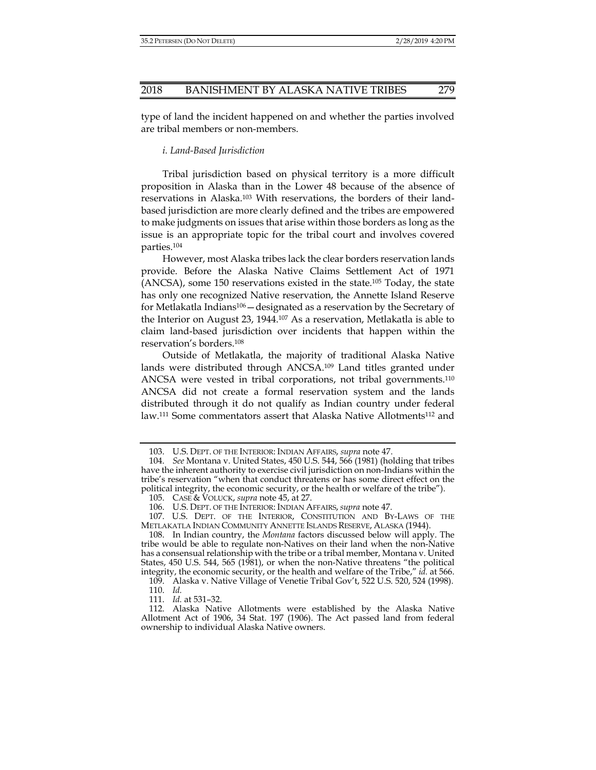type of land the incident happened on and whether the parties involved are tribal members or non-members.

*i. Land-Based Jurisdiction*

Tribal jurisdiction based on physical territory is a more difficult proposition in Alaska than in the Lower 48 because of the absence of reservations in Alaska.[103] With reservations, the borders of their land-based jurisdiction are more clearly defined and the tribes are empowered to make judgments on issues that arise within those borders as long as the issue is an appropriate topic for the tribal court and involves covered parties.[104]

However, most Alaska tribes lack the clear borders reservation lands provide. Before the Alaska Native Claims Settlement Act of 1971 (ANCSA), some 150 reservations existed in the state.[105] Today, the state has only one recognized Native reservation, the Annette Island Reserve for Metlakatla Indians[106]—designated as a reservation by the Secretary of the Interior on August 23, 1944.[107] As a reservation, Metlakatla is able to claim land-based jurisdiction over incidents that happen within the reservation's borders.[108]

Outside of Metlakatla, the majority of traditional Alaska Native lands were distributed through ANCSA.[109] Land titles granted under ANCSA were vested in tribal corporations, not tribal governments.[110] ANCSA did not create a formal reservation system and the lands distributed through it do not qualify as Indian country under federal law.[111] Some commentators assert that Alaska Native Allotments[112] and

---

103. U.S. DEPT. OF THE INTERIOR: INDIAN AFFAIRS, *supra* note 47.

104. *See* Montana v. United States, 450 U.S. 544, 566 (1981) (holding that tribes have the inherent authority to exercise civil jurisdiction on non-Indians within the tribe's reservation "when that conduct threatens or has some direct effect on the political integrity, the economic security, or the health or welfare of the tribe").

105. CASE & VOLUCK, *supra* note 45, at 27.

106. U.S. DEPT. OF THE INTERIOR: INDIAN AFFAIRS, *supra* note 47.

107. U.S. DEPT. OF THE INTERIOR, CONSTITUTION AND BY-LAWS OF THE METLAKATLA INDIAN COMMUNITY ANNETTE ISLANDS RESERVE, ALASKA (1944).

108. In Indian country, the *Montana* factors discussed below will apply. The tribe would be able to regulate non-Natives on their land when the non-Native has a consensual relationship with the tribe or a tribal member, Montana v. United States, 450 U.S. 544, 565 (1981), or when the non-Native threatens "the political integrity, the economic security, or the health and welfare of the Tribe," *id.* at 566.

109. Alaska v. Native Village of Venetie Tribal Gov't, 522 U.S. 520, 524 (1998).

110. *Id.*

111. *Id.* at 531–32.

112. Alaska Native Allotments were established by the Alaska Native Allotment Act of 1906, 34 Stat. 197 (1906). The Act passed land from federal ownership to individual Alaska Native owners.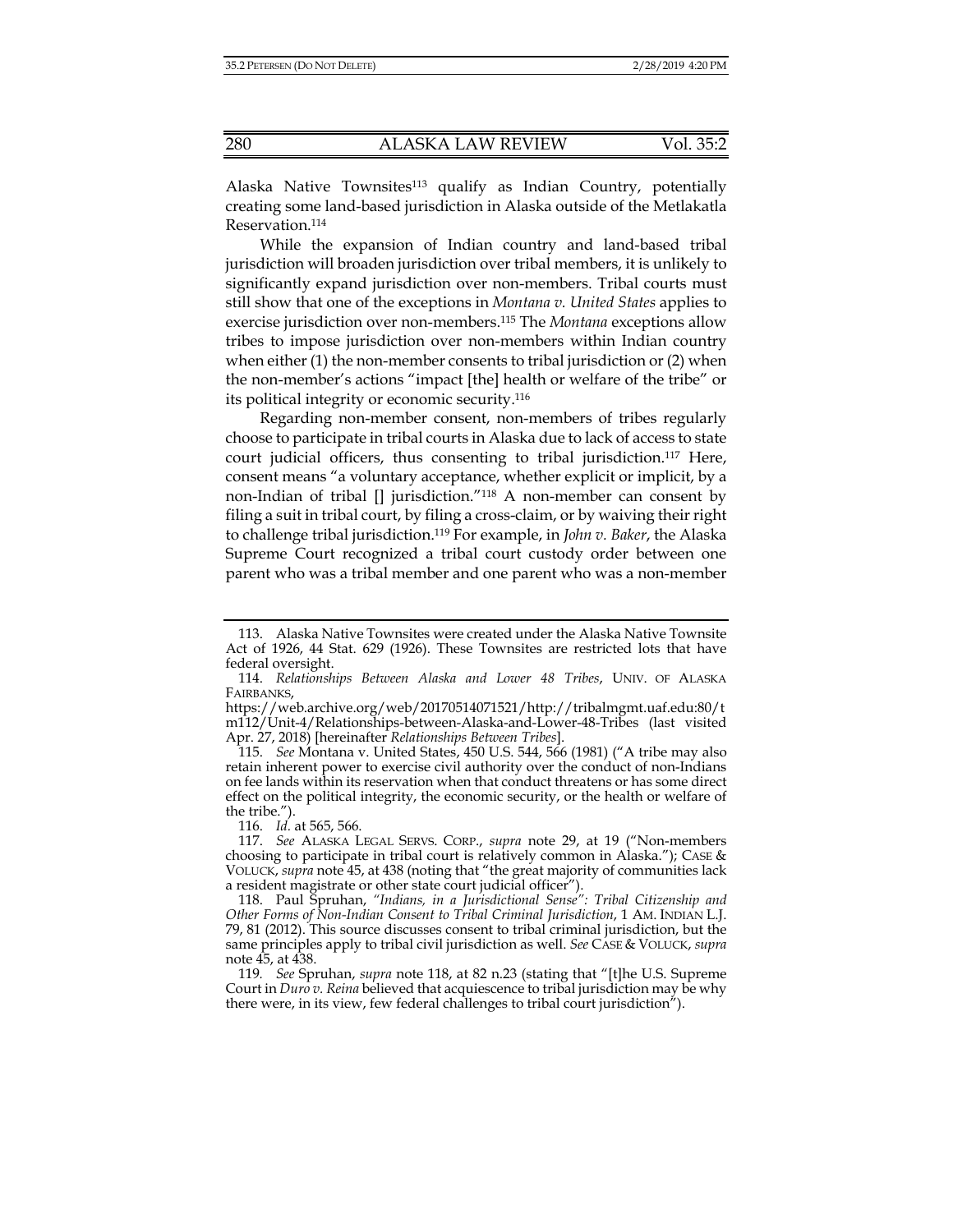Alaska Native Townsites[113] qualify as Indian Country, potentially creating some land-based jurisdiction in Alaska outside of the Metlakatla Reservation.[114]

While the expansion of Indian country and land-based tribal jurisdiction will broaden jurisdiction over tribal members, it is unlikely to significantly expand jurisdiction over non-members. Tribal courts must still show that one of the exceptions in *Montana v. United States* applies to exercise jurisdiction over non-members.[115] The *Montana* exceptions allow tribes to impose jurisdiction over non-members within Indian country when either (1) the non-member consents to tribal jurisdiction or (2) when the non-member's actions "impact [the] health or welfare of the tribe" or its political integrity or economic security.[116]

Regarding non-member consent, non-members of tribes regularly choose to participate in tribal courts in Alaska due to lack of access to state court judicial officers, thus consenting to tribal jurisdiction.[117] Here, consent means "a voluntary acceptance, whether explicit or implicit, by a non-Indian of tribal [] jurisdiction."[118] A non-member can consent by filing a suit in tribal court, by filing a cross-claim, or by waiving their right to challenge tribal jurisdiction.[119] For example, in *John v. Baker*, the Alaska Supreme Court recognized a tribal court custody order between one parent who was a tribal member and one parent who was a non-member

---

113. Alaska Native Townsites were created under the Alaska Native Townsite Act of 1926, 44 Stat. 629 (1926). These Townsites are restricted lots that have federal oversight.

114. *Relationships Between Alaska and Lower 48 Tribes*, UNIV. OF ALASKA FAIRBANKS, https://web.archive.org/web/20170514071521/http://tribalmgmt.uaf.edu:80/tm112/Unit-4/Relationships-between-Alaska-and-Lower-48-Tribes (last visited Apr. 27, 2018) [hereinafter *Relationships Between Tribes*].

115. *See* Montana v. United States, 450 U.S. 544, 566 (1981) ("A tribe may also retain inherent power to exercise civil authority over the conduct of non-Indians on fee lands within its reservation when that conduct threatens or has some direct effect on the political integrity, the economic security, or the health or welfare of the tribe.").

116. *Id.* at 565, 566.

117. *See* ALASKA LEGAL SERVS. CORP., *supra* note 29, at 19 ("Non-members choosing to participate in tribal court is relatively common in Alaska."); CASE & VOLUCK, *supra* note 45, at 438 (noting that "the great majority of communities lack a resident magistrate or other state court judicial officer").

118. Paul Spruhan, *"Indians, in a Jurisdictional Sense": Tribal Citizenship and Other Forms of Non-Indian Consent to Tribal Criminal Jurisdiction*, 1 AM. INDIAN L.J. 79, 81 (2012). This source discusses consent to tribal criminal jurisdiction, but the same principles apply to tribal civil jurisdiction as well. *See* CASE & VOLUCK, *supra* note 45, at 438.

119. *See* Spruhan, *supra* note 118, at 82 n.23 (stating that "[t]he U.S. Supreme Court in *Duro v. Reina* believed that acquiescence to tribal jurisdiction may be why there were, in its view, few federal challenges to tribal court jurisdiction").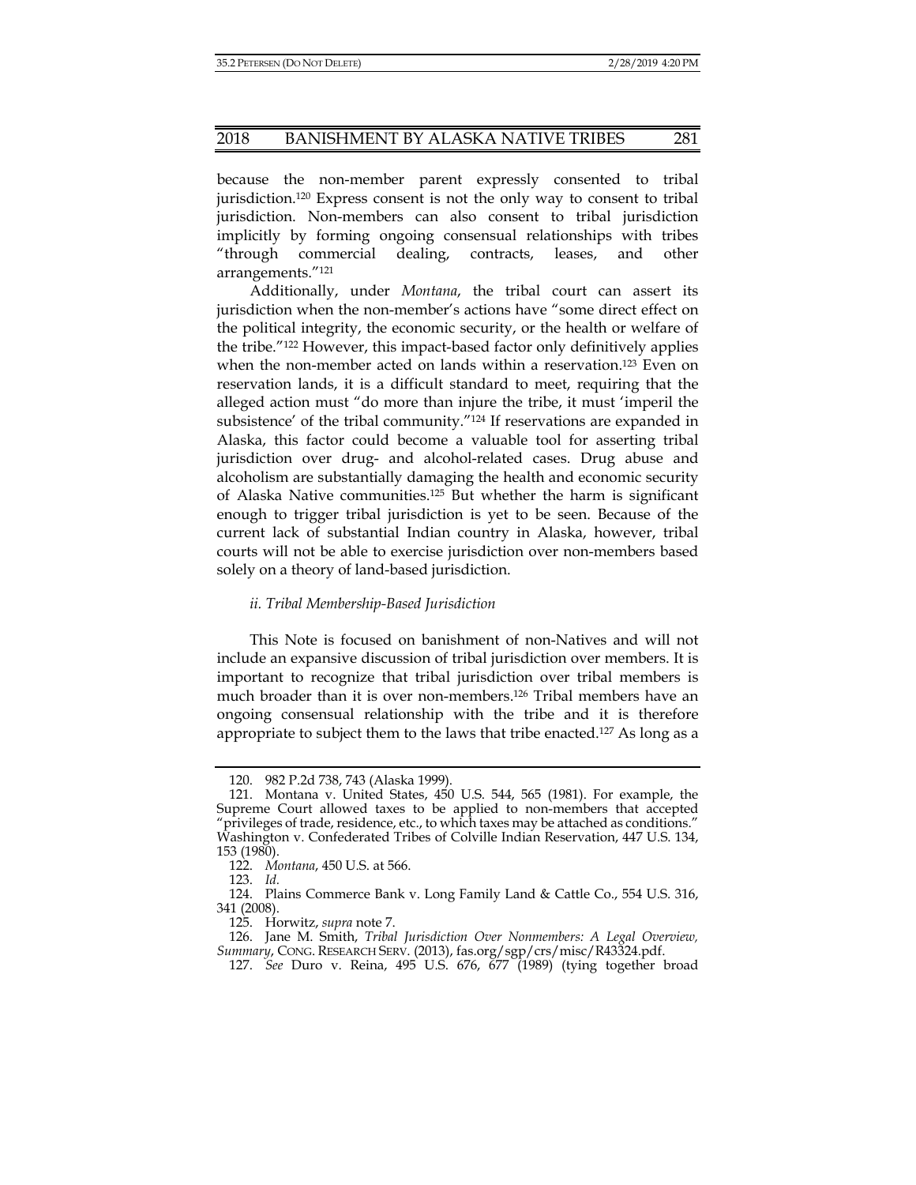because the non-member parent expressly consented to tribal jurisdiction.[120] Express consent is not the only way to consent to tribal jurisdiction. Non-members can also consent to tribal jurisdiction implicitly by forming ongoing consensual relationships with tribes "through commercial dealing, contracts, leases, and other arrangements."[121]

Additionally, under *Montana*, the tribal court can assert its jurisdiction when the non-member's actions have "some direct effect on the political integrity, the economic security, or the health or welfare of the tribe."[122] However, this impact-based factor only definitively applies when the non-member acted on lands within a reservation.[123] Even on reservation lands, it is a difficult standard to meet, requiring that the alleged action must "do more than injure the tribe, it must 'imperil the subsistence' of the tribal community."[124] If reservations are expanded in Alaska, this factor could become a valuable tool for asserting tribal jurisdiction over drug- and alcohol-related cases. Drug abuse and alcoholism are substantially damaging the health and economic security of Alaska Native communities.[125] But whether the harm is significant enough to trigger tribal jurisdiction is yet to be seen. Because of the current lack of substantial Indian country in Alaska, however, tribal courts will not be able to exercise jurisdiction over non-members based solely on a theory of land-based jurisdiction.

*ii. Tribal Membership-Based Jurisdiction*

This Note is focused on banishment of non-Natives and will not include an expansive discussion of tribal jurisdiction over members. It is important to recognize that tribal jurisdiction over tribal members is much broader than it is over non-members.[126] Tribal members have an ongoing consensual relationship with the tribe and it is therefore appropriate to subject them to the laws that tribe enacted.[127] As long as a

---

120. 982 P.2d 738, 743 (Alaska 1999).

121. Montana v. United States, 450 U.S. 544, 565 (1981). For example, the Supreme Court allowed taxes to be applied to non-members that accepted "privileges of trade, residence, etc., to which taxes may be attached as conditions." Washington v. Confederated Tribes of Colville Indian Reservation, 447 U.S. 134, 153 (1980).

122. *Montana*, 450 U.S. at 566.

123. *Id.*

124. Plains Commerce Bank v. Long Family Land & Cattle Co., 554 U.S. 316, 341 (2008).

125. Horwitz, *supra* note 7.

126. Jane M. Smith, *Tribal Jurisdiction Over Nonmembers: A Legal Overview, Summary*, CONG. RESEARCH SERV. (2013), fas.org/sgp/crs/misc/R43324.pdf.

127. *See* Duro v. Reina, 495 U.S. 676, 677 (1989) (tying together broad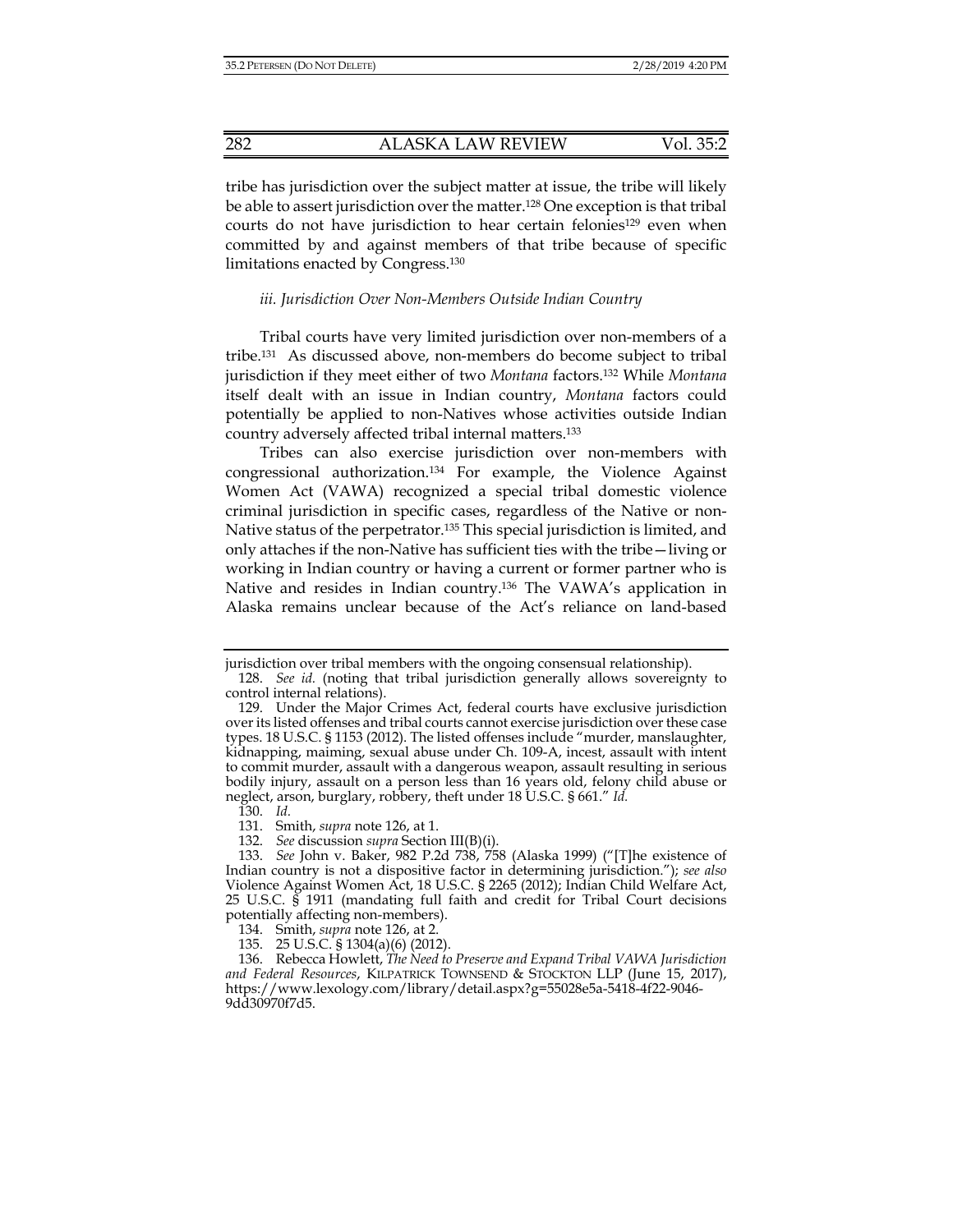tribe has jurisdiction over the subject matter at issue, the tribe will likely be able to assert jurisdiction over the matter.[128] One exception is that tribal courts do not have jurisdiction to hear certain felonies[129] even when committed by and against members of that tribe because of specific limitations enacted by Congress.[130]

#### *iii. Jurisdiction Over Non-Members Outside Indian Country*

Tribal courts have very limited jurisdiction over non-members of a tribe.[131] As discussed above, non-members do become subject to tribal jurisdiction if they meet either of two *Montana* factors.[132] While *Montana* itself dealt with an issue in Indian country, *Montana* factors could potentially be applied to non-Natives whose activities outside Indian country adversely affected tribal internal matters.[133]

Tribes can also exercise jurisdiction over non-members with congressional authorization.[134] For example, the Violence Against Women Act (VAWA) recognized a special tribal domestic violence criminal jurisdiction in specific cases, regardless of the Native or non-Native status of the perpetrator.[135] This special jurisdiction is limited, and only attaches if the non-Native has sufficient ties with the tribe—living or working in Indian country or having a current or former partner who is Native and resides in Indian country.[136] The VAWA's application in Alaska remains unclear because of the Act's reliance on land-based

---

jurisdiction over tribal members with the ongoing consensual relationship).

128. *See id.* (noting that tribal jurisdiction generally allows sovereignty to control internal relations).

129. Under the Major Crimes Act, federal courts have exclusive jurisdiction over its listed offenses and tribal courts cannot exercise jurisdiction over these case types. 18 U.S.C. § 1153 (2012). The listed offenses include "murder, manslaughter, kidnapping, maiming, sexual abuse under Ch. 109-A, incest, assault with intent to commit murder, assault with a dangerous weapon, assault resulting in serious bodily injury, assault on a person less than 16 years old, felony child abuse or neglect, arson, burglary, robbery, theft under 18 U.S.C. § 661." *Id.*

130. *Id.*

131. Smith, *supra* note 126, at 1.

132. *See* discussion *supra* Section III(B)(i).

133. *See* John v. Baker, 982 P.2d 738, 758 (Alaska 1999) ("[T]he existence of Indian country is not a dispositive factor in determining jurisdiction."); *see also* Violence Against Women Act, 18 U.S.C. § 2265 (2012); Indian Child Welfare Act, 25 U.S.C. § 1911 (mandating full faith and credit for Tribal Court decisions potentially affecting non-members).

134. Smith, *supra* note 126, at 2.

135. 25 U.S.C. § 1304(a)(6) (2012).

136. Rebecca Howlett, *The Need to Preserve and Expand Tribal VAWA Jurisdiction and Federal Resources*, KILPATRICK TOWNSEND & STOCKTON LLP (June 15, 2017), https://www.lexology.com/library/detail.aspx?g=55028e5a-5418-4f22-9046-9dd30970f7d5.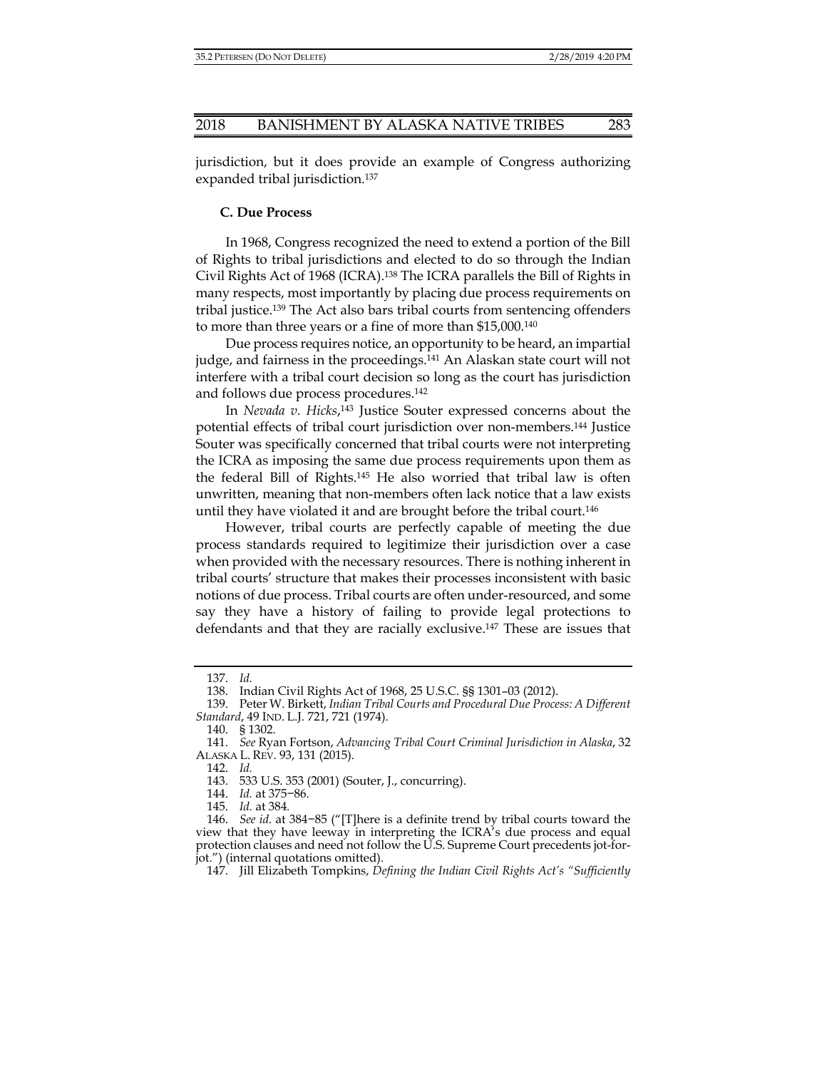jurisdiction, but it does provide an example of Congress authorizing expanded tribal jurisdiction.[137]

### C. Due Process

In 1968, Congress recognized the need to extend a portion of the Bill of Rights to tribal jurisdictions and elected to do so through the Indian Civil Rights Act of 1968 (ICRA).[138] The ICRA parallels the Bill of Rights in many respects, most importantly by placing due process requirements on tribal justice.[139] The Act also bars tribal courts from sentencing offenders to more than three years or a fine of more than $15,000.[140]

Due process requires notice, an opportunity to be heard, an impartial judge, and fairness in the proceedings.[141] An Alaskan state court will not interfere with a tribal court decision so long as the court has jurisdiction and follows due process procedures.[142]

In *Nevada v. Hicks*,[143] Justice Souter expressed concerns about the potential effects of tribal court jurisdiction over non-members.[144] Justice Souter was specifically concerned that tribal courts were not interpreting the ICRA as imposing the same due process requirements upon them as the federal Bill of Rights.[145] He also worried that tribal law is often unwritten, meaning that non-members often lack notice that a law exists until they have violated it and are brought before the tribal court.[146]

However, tribal courts are perfectly capable of meeting the due process standards required to legitimize their jurisdiction over a case when provided with the necessary resources. There is nothing inherent in tribal courts' structure that makes their processes inconsistent with basic notions of due process. Tribal courts are often under-resourced, and some say they have a history of failing to provide legal protections to defendants and that they are racially exclusive.[147] These are issues that

---

137. *Id.*

138. Indian Civil Rights Act of 1968, 25 U.S.C. §§ 1301–03 (2012).

139. Peter W. Birkett, *Indian Tribal Courts and Procedural Due Process: A Different Standard*, 49 IND. L.J. 721, 721 (1974).

140. § 1302.

141. *See* Ryan Fortson, *Advancing Tribal Court Criminal Jurisdiction in Alaska*, 32 ALASKA L. REV. 93, 131 (2015).

142. *Id.*

143. 533 U.S. 353 (2001) (Souter, J., concurring).

144. *Id.* at 375−86.

145. *Id.* at 384.

146. *See id.* at 384−85 ("[T]here is a definite trend by tribal courts toward the view that they have leeway in interpreting the ICRA's due process and equal protection clauses and need not follow the U.S. Supreme Court precedents jot-for-jot.") (internal quotations omitted).

147. Jill Elizabeth Tompkins, *Defining the Indian Civil Rights Act's "Sufficiently*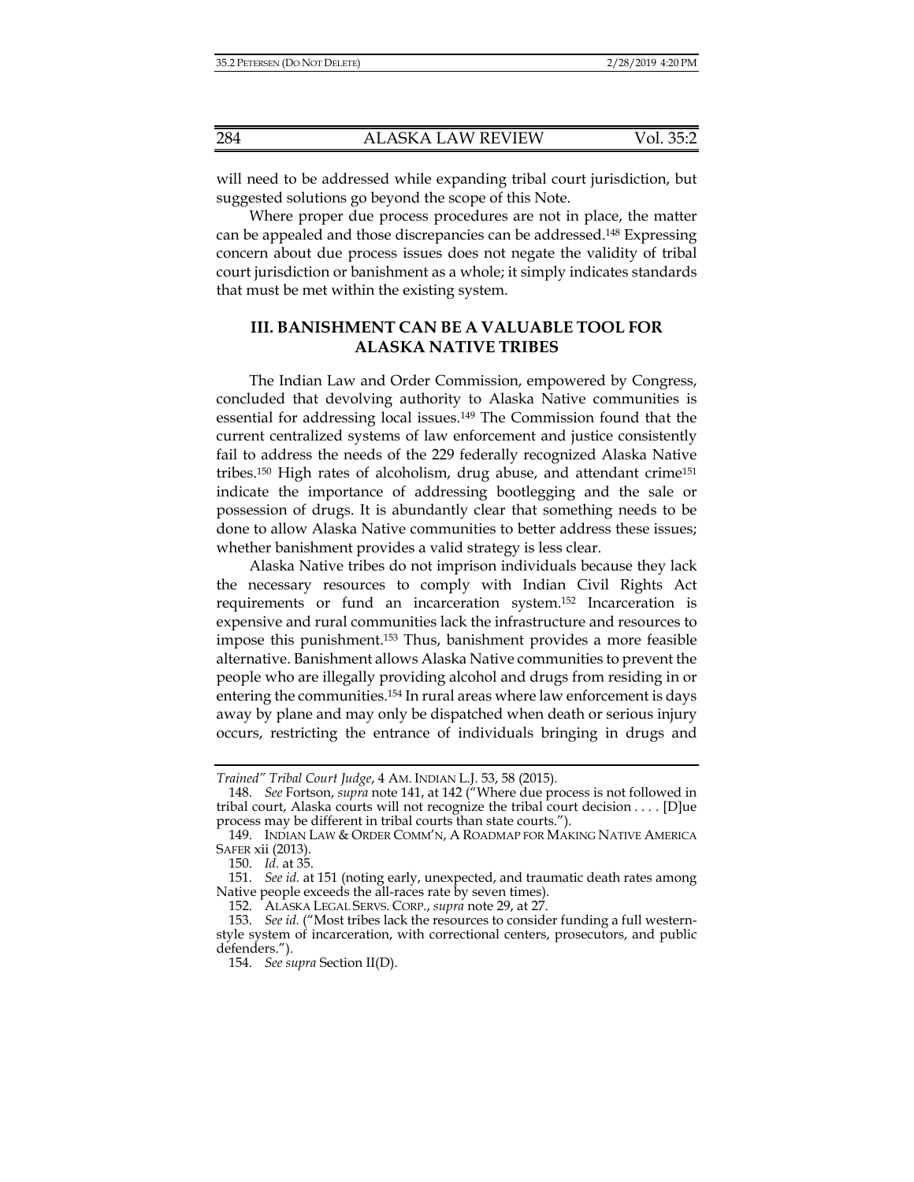will need to be addressed while expanding tribal court jurisdiction, but suggested solutions go beyond the scope of this Note.

Where proper due process procedures are not in place, the matter can be appealed and those discrepancies can be addressed.[148] Expressing concern about due process issues does not negate the validity of tribal court jurisdiction or banishment as a whole; it simply indicates standards that must be met within the existing system.

## III. BANISHMENT CAN BE A VALUABLE TOOL FOR ALASKA NATIVE TRIBES

The Indian Law and Order Commission, empowered by Congress, concluded that devolving authority to Alaska Native communities is essential for addressing local issues.[149] The Commission found that the current centralized systems of law enforcement and justice consistently fail to address the needs of the 229 federally recognized Alaska Native tribes.[150] High rates of alcoholism, drug abuse, and attendant crime[151] indicate the importance of addressing bootlegging and the sale or possession of drugs. It is abundantly clear that something needs to be done to allow Alaska Native communities to better address these issues; whether banishment provides a valid strategy is less clear.

Alaska Native tribes do not imprison individuals because they lack the necessary resources to comply with Indian Civil Rights Act requirements or fund an incarceration system.[152] Incarceration is expensive and rural communities lack the infrastructure and resources to impose this punishment.[153] Thus, banishment provides a more feasible alternative. Banishment allows Alaska Native communities to prevent the people who are illegally providing alcohol and drugs from residing in or entering the communities.[154] In rural areas where law enforcement is days away by plane and may only be dispatched when death or serious injury occurs, restricting the entrance of individuals bringing in drugs and

---

*Trained" Tribal Court Judge*, 4 AM. INDIAN L.J. 53, 58 (2015).

148. *See* Fortson, *supra* note 141, at 142 ("Where due process is not followed in tribal court, Alaska courts will not recognize the tribal court decision . . . . [D]ue process may be different in tribal courts than state courts.").

149. INDIAN LAW & ORDER COMM'N, A ROADMAP FOR MAKING NATIVE AMERICA SAFER xii (2013).

150. *Id.* at 35.

151. *See id.* at 151 (noting early, unexpected, and traumatic death rates among Native people exceeds the all-races rate by seven times).

152. ALASKA LEGAL SERVS. CORP., *supra* note 29, at 27.

153. *See id.* ("Most tribes lack the resources to consider funding a full western-style system of incarceration, with correctional centers, prosecutors, and public defenders.").

154. *See supra* Section II(D).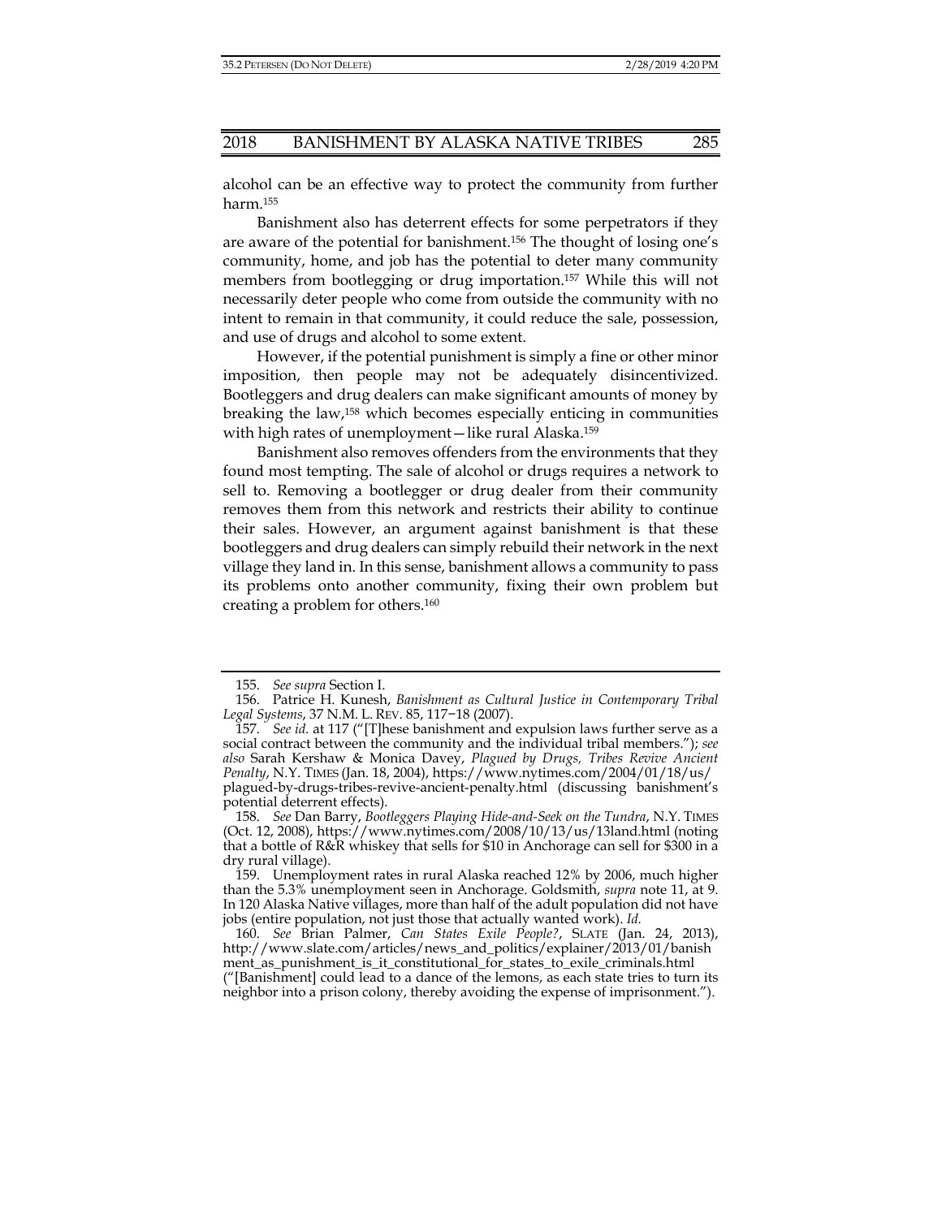alcohol can be an effective way to protect the community from further harm.[155]

Banishment also has deterrent effects for some perpetrators if they are aware of the potential for banishment.[156] The thought of losing one's community, home, and job has the potential to deter many community members from bootlegging or drug importation.[157] While this will not necessarily deter people who come from outside the community with no intent to remain in that community, it could reduce the sale, possession, and use of drugs and alcohol to some extent.

However, if the potential punishment is simply a fine or other minor imposition, then people may not be adequately disincentivized. Bootleggers and drug dealers can make significant amounts of money by breaking the law,[158] which becomes especially enticing in communities with high rates of unemployment—like rural Alaska.[159]

Banishment also removes offenders from the environments that they found most tempting. The sale of alcohol or drugs requires a network to sell to. Removing a bootlegger or drug dealer from their community removes them from this network and restricts their ability to continue their sales. However, an argument against banishment is that these bootleggers and drug dealers can simply rebuild their network in the next village they land in. In this sense, banishment allows a community to pass its problems onto another community, fixing their own problem but creating a problem for others.[160]

---

155. *See supra* Section I.

156. Patrice H. Kunesh, *Banishment as Cultural Justice in Contemporary Tribal Legal Systems*, 37 N.M. L. REV. 85, 117–18 (2007).

157. *See id.* at 117 ("[T]hese banishment and expulsion laws further serve as a social contract between the community and the individual tribal members."); *see also* Sarah Kershaw & Monica Davey, *Plagued by Drugs, Tribes Revive Ancient Penalty*, N.Y. TIMES (Jan. 18, 2004), https://www.nytimes.com/2004/01/18/us/plagued-by-drugs-tribes-revive-ancient-penalty.html (discussing banishment's potential deterrent effects).

158. *See* Dan Barry, *Bootleggers Playing Hide-and-Seek on the Tundra*, N.Y. TIMES (Oct. 12, 2008), https://www.nytimes.com/2008/10/13/us/13land.html (noting that a bottle of R&R whiskey that sells for $10 in Anchorage can sell for $300 in a dry rural village).

159. Unemployment rates in rural Alaska reached 12% by 2006, much higher than the 5.3% unemployment seen in Anchorage. Goldsmith, *supra* note 11, at 9. In 120 Alaska Native villages, more than half of the adult population did not have jobs (entire population, not just those that actually wanted work). *Id.*

160. *See* Brian Palmer, *Can States Exile People?*, SLATE (Jan. 24, 2013), http://www.slate.com/articles/news_and_politics/explainer/2013/01/banishment_as_punishment_is_it_constitutional_for_states_to_exile_criminals.html ("[Banishment] could lead to a dance of the lemons, as each state tries to turn its neighbor into a prison colony, thereby avoiding the expense of imprisonment.").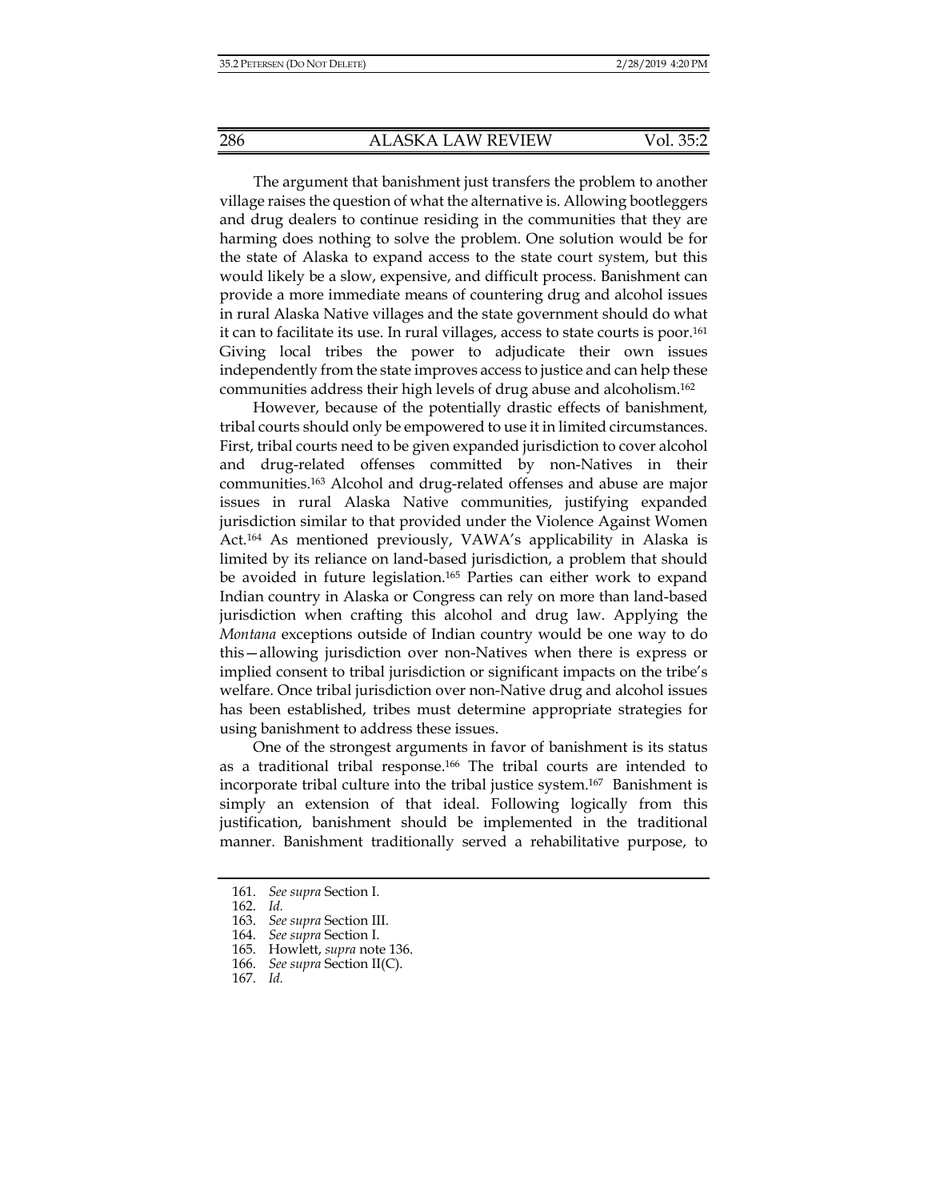The argument that banishment just transfers the problem to another village raises the question of what the alternative is. Allowing bootleggers and drug dealers to continue residing in the communities that they are harming does nothing to solve the problem. One solution would be for the state of Alaska to expand access to the state court system, but this would likely be a slow, expensive, and difficult process. Banishment can provide a more immediate means of countering drug and alcohol issues in rural Alaska Native villages and the state government should do what it can to facilitate its use. In rural villages, access to state courts is poor.[161] Giving local tribes the power to adjudicate their own issues independently from the state improves access to justice and can help these communities address their high levels of drug abuse and alcoholism.[162]

However, because of the potentially drastic effects of banishment, tribal courts should only be empowered to use it in limited circumstances. First, tribal courts need to be given expanded jurisdiction to cover alcohol and drug-related offenses committed by non-Natives in their communities.[163] Alcohol and drug-related offenses and abuse are major issues in rural Alaska Native communities, justifying expanded jurisdiction similar to that provided under the Violence Against Women Act.[164] As mentioned previously, VAWA's applicability in Alaska is limited by its reliance on land-based jurisdiction, a problem that should be avoided in future legislation.[165] Parties can either work to expand Indian country in Alaska or Congress can rely on more than land-based jurisdiction when crafting this alcohol and drug law. Applying the *Montana* exceptions outside of Indian country would be one way to do this—allowing jurisdiction over non-Natives when there is express or implied consent to tribal jurisdiction or significant impacts on the tribe's welfare. Once tribal jurisdiction over non-Native drug and alcohol issues has been established, tribes must determine appropriate strategies for using banishment to address these issues.

One of the strongest arguments in favor of banishment is its status as a traditional tribal response.[166] The tribal courts are intended to incorporate tribal culture into the tribal justice system.[167] Banishment is simply an extension of that ideal. Following logically from this justification, banishment should be implemented in the traditional manner. Banishment traditionally served a rehabilitative purpose, to

---

161. *See supra* Section I.
162. *Id.*
163. *See supra* Section III.
164. *See supra* Section I.
165. Howlett, *supra* note 136.
166. *See supra* Section II(C).
167. *Id.*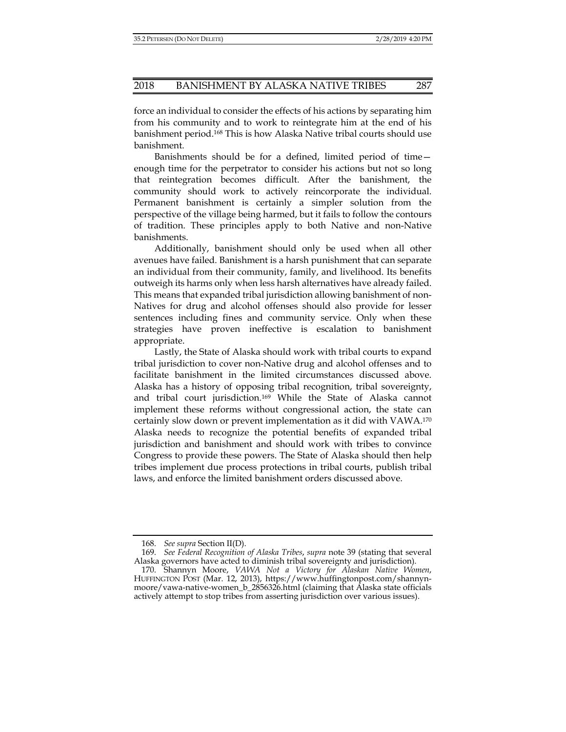force an individual to consider the effects of his actions by separating him from his community and to work to reintegrate him at the end of his banishment period.[168] This is how Alaska Native tribal courts should use banishment.

Banishments should be for a defined, limited period of time—enough time for the perpetrator to consider his actions but not so long that reintegration becomes difficult. After the banishment, the community should work to actively reincorporate the individual. Permanent banishment is certainly a simpler solution from the perspective of the village being harmed, but it fails to follow the contours of tradition. These principles apply to both Native and non-Native banishments.

Additionally, banishment should only be used when all other avenues have failed. Banishment is a harsh punishment that can separate an individual from their community, family, and livelihood. Its benefits outweigh its harms only when less harsh alternatives have already failed. This means that expanded tribal jurisdiction allowing banishment of non-Natives for drug and alcohol offenses should also provide for lesser sentences including fines and community service. Only when these strategies have proven ineffective is escalation to banishment appropriate.

Lastly, the State of Alaska should work with tribal courts to expand tribal jurisdiction to cover non-Native drug and alcohol offenses and to facilitate banishment in the limited circumstances discussed above. Alaska has a history of opposing tribal recognition, tribal sovereignty, and tribal court jurisdiction.[169] While the State of Alaska cannot implement these reforms without congressional action, the state can certainly slow down or prevent implementation as it did with VAWA.[170] Alaska needs to recognize the potential benefits of expanded tribal jurisdiction and banishment and should work with tribes to convince Congress to provide these powers. The State of Alaska should then help tribes implement due process protections in tribal courts, publish tribal laws, and enforce the limited banishment orders discussed above.

---

168. *See supra* Section II(D).

169. *See Federal Recognition of Alaska Tribes*, *supra* note 39 (stating that several Alaska governors have acted to diminish tribal sovereignty and jurisdiction).

170. Shannyn Moore, *VAWA Not a Victory for Alaskan Native Women*, HUFFINGTON POST (Mar. 12, 2013), https://www.huffingtonpost.com/shannyn-moore/vawa-native-women_b_2856326.html (claiming that Alaska state officials actively attempt to stop tribes from asserting jurisdiction over various issues).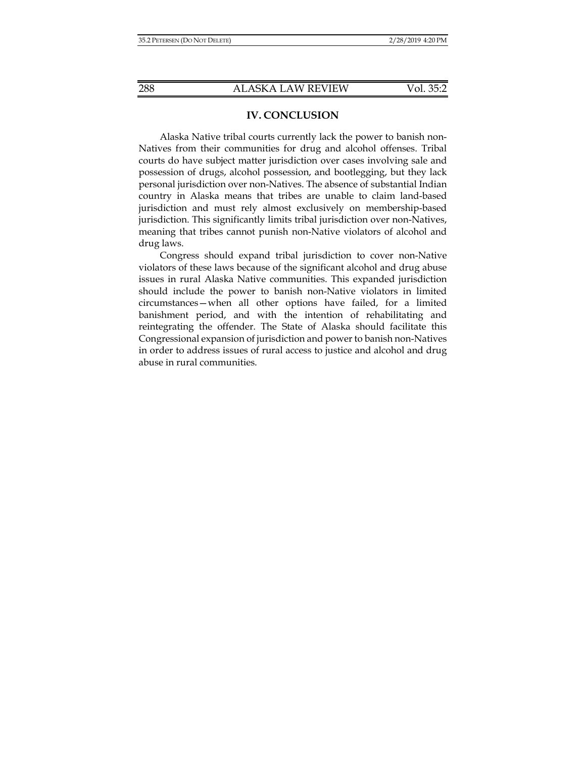## IV. CONCLUSION

Alaska Native tribal courts currently lack the power to banish non-Natives from their communities for drug and alcohol offenses. Tribal courts do have subject matter jurisdiction over cases involving sale and possession of drugs, alcohol possession, and bootlegging, but they lack personal jurisdiction over non-Natives. The absence of substantial Indian country in Alaska means that tribes are unable to claim land-based jurisdiction and must rely almost exclusively on membership-based jurisdiction. This significantly limits tribal jurisdiction over non-Natives, meaning that tribes cannot punish non-Native violators of alcohol and drug laws.

Congress should expand tribal jurisdiction to cover non-Native violators of these laws because of the significant alcohol and drug abuse issues in rural Alaska Native communities. This expanded jurisdiction should include the power to banish non-Native violators in limited circumstances—when all other options have failed, for a limited banishment period, and with the intention of rehabilitating and reintegrating the offender. The State of Alaska should facilitate this Congressional expansion of jurisdiction and power to banish non-Natives in order to address issues of rural access to justice and alcohol and drug abuse in rural communities.